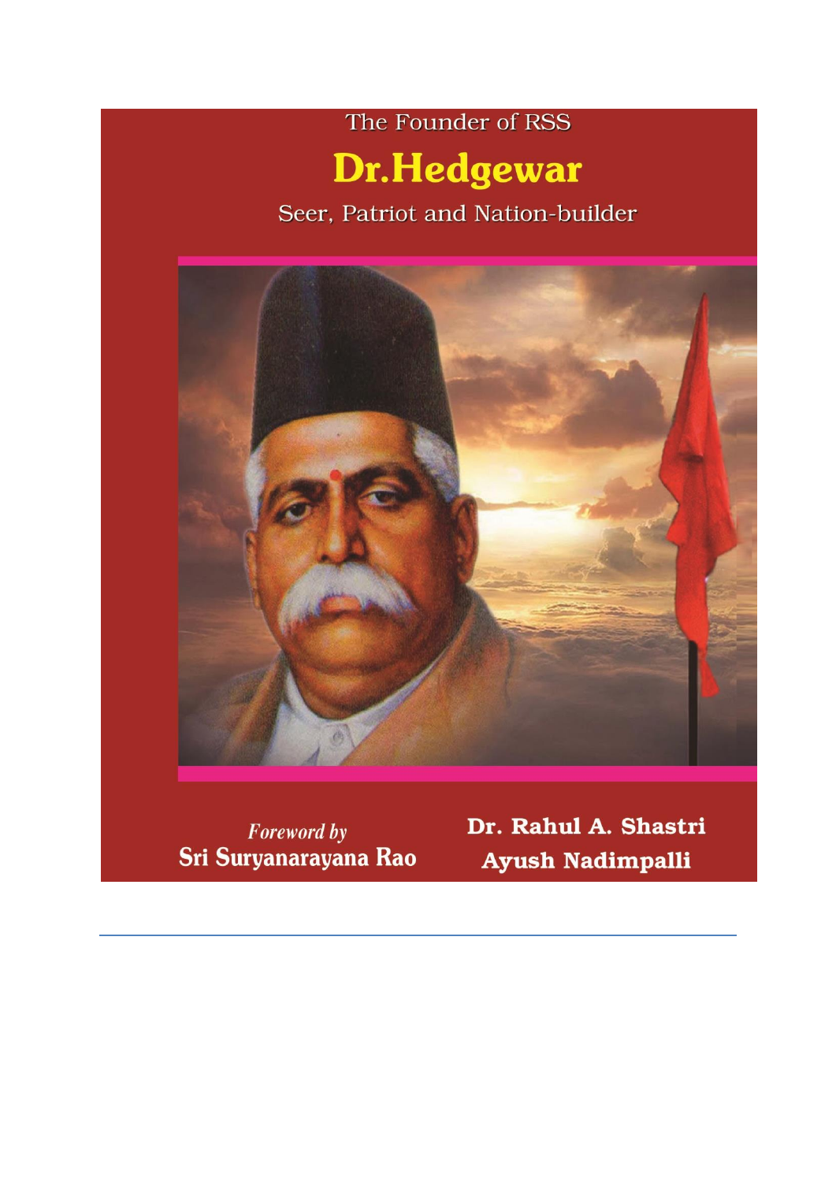The Founder of RSS

# Dr.Hedgewar

## Seer, Patriot and Nation-builder

*Foreword by*
**Sri Suryanarayana Rao**

**Dr. Rahul A. Shastri**
**Ayush Nadimpalli**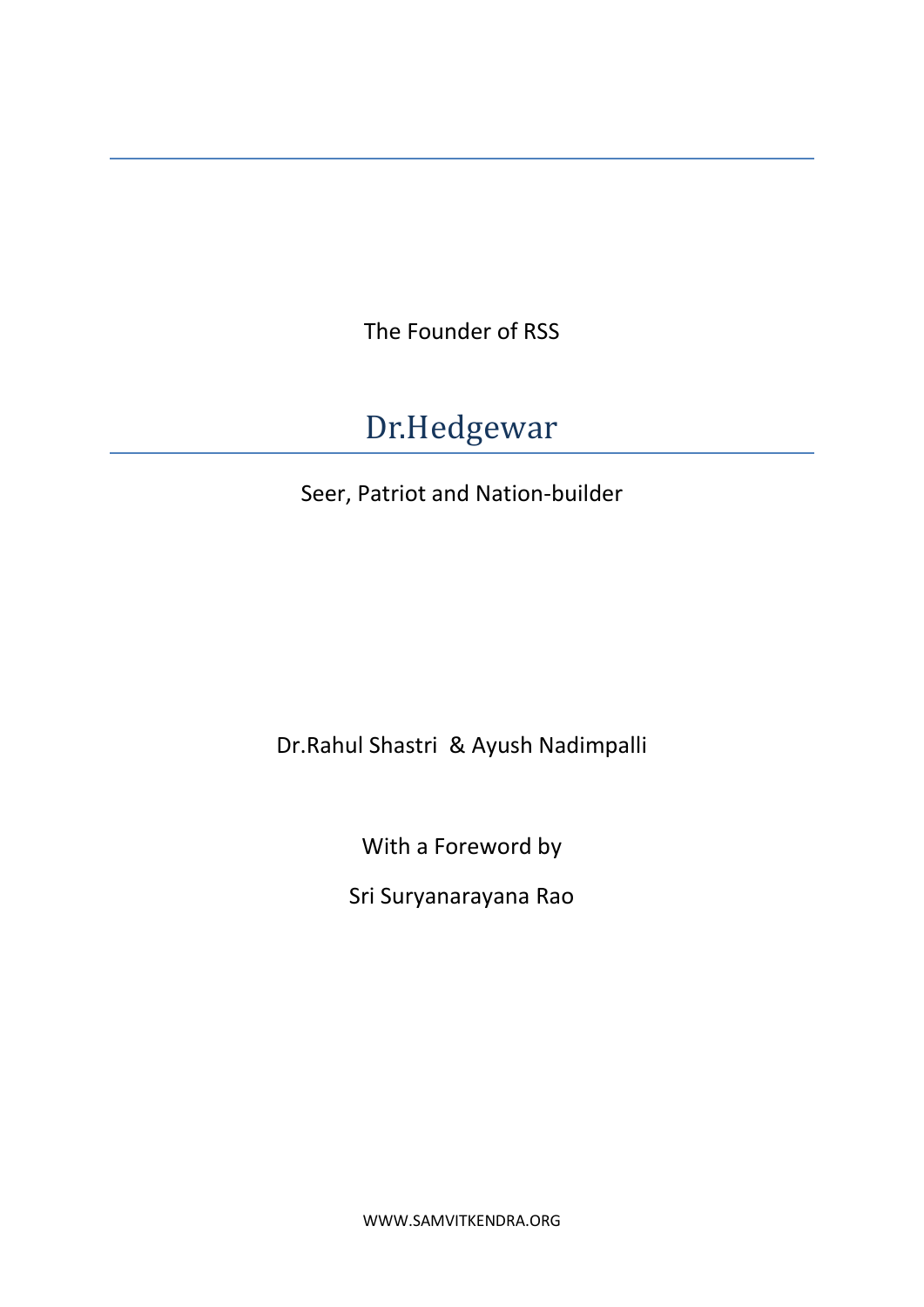The Founder of RSS

# Dr.Hedgewar

Seer, Patriot and Nation-builder

Dr.Rahul Shastri & Ayush Nadimpalli

With a Foreword by

Sri Suryanarayana Rao

WWW.SAMVITKENDRA.ORG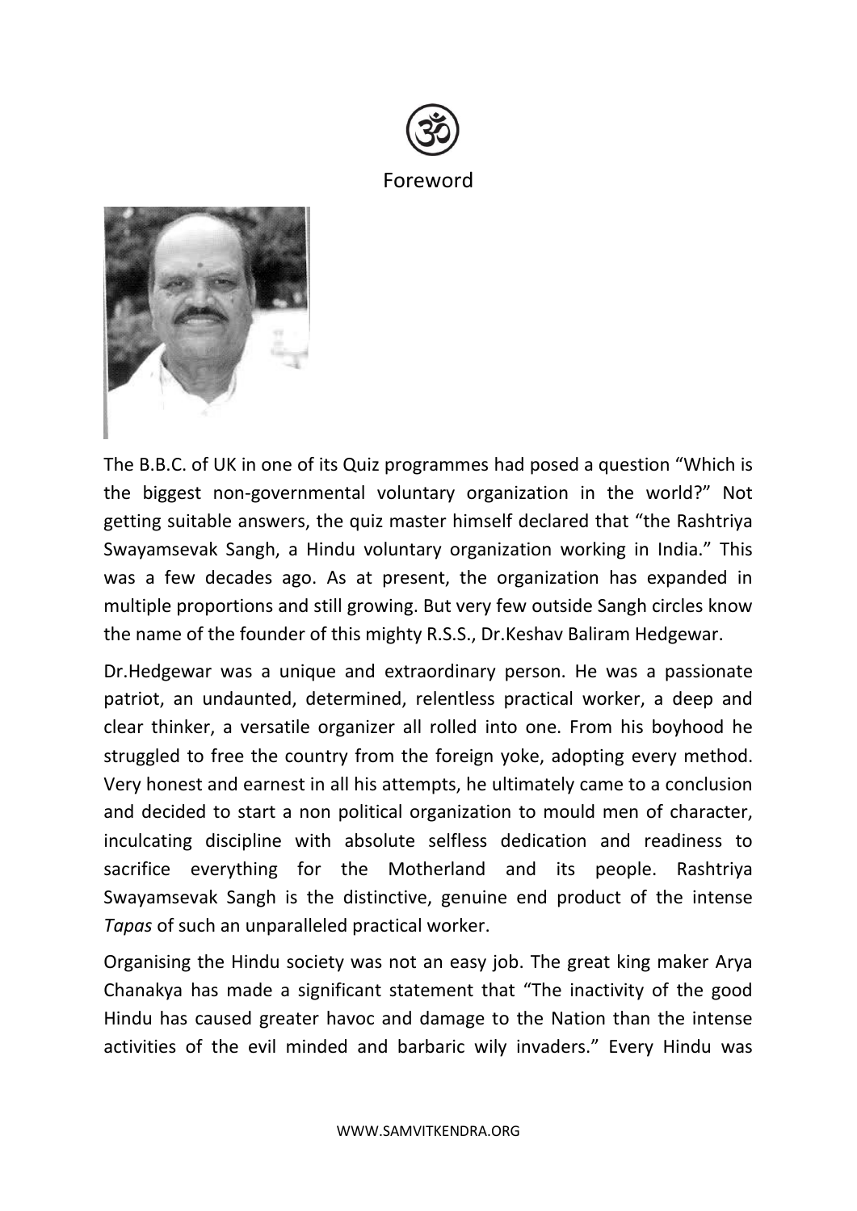ॐ

# Foreword

The B.B.C. of UK in one of its Quiz programmes had posed a question "Which is the biggest non-governmental voluntary organization in the world?" Not getting suitable answers, the quiz master himself declared that "the Rashtriya Swayamsevak Sangh, a Hindu voluntary organization working in India." This was a few decades ago. As at present, the organization has expanded in multiple proportions and still growing. But very few outside Sangh circles know the name of the founder of this mighty R.S.S., Dr.Keshav Baliram Hedgewar.

Dr.Hedgewar was a unique and extraordinary person. He was a passionate patriot, an undaunted, determined, relentless practical worker, a deep and clear thinker, a versatile organizer all rolled into one. From his boyhood he struggled to free the country from the foreign yoke, adopting every method. Very honest and earnest in all his attempts, he ultimately came to a conclusion and decided to start a non political organization to mould men of character, inculcating discipline with absolute selfless dedication and readiness to sacrifice everything for the Motherland and its people. Rashtriya Swayamsevak Sangh is the distinctive, genuine end product of the intense *Tapas* of such an unparalleled practical worker.

Organising the Hindu society was not an easy job. The great king maker Arya Chanakya has made a significant statement that "The inactivity of the good Hindu has caused greater havoc and damage to the Nation than the intense activities of the evil minded and barbaric wily invaders." Every Hindu was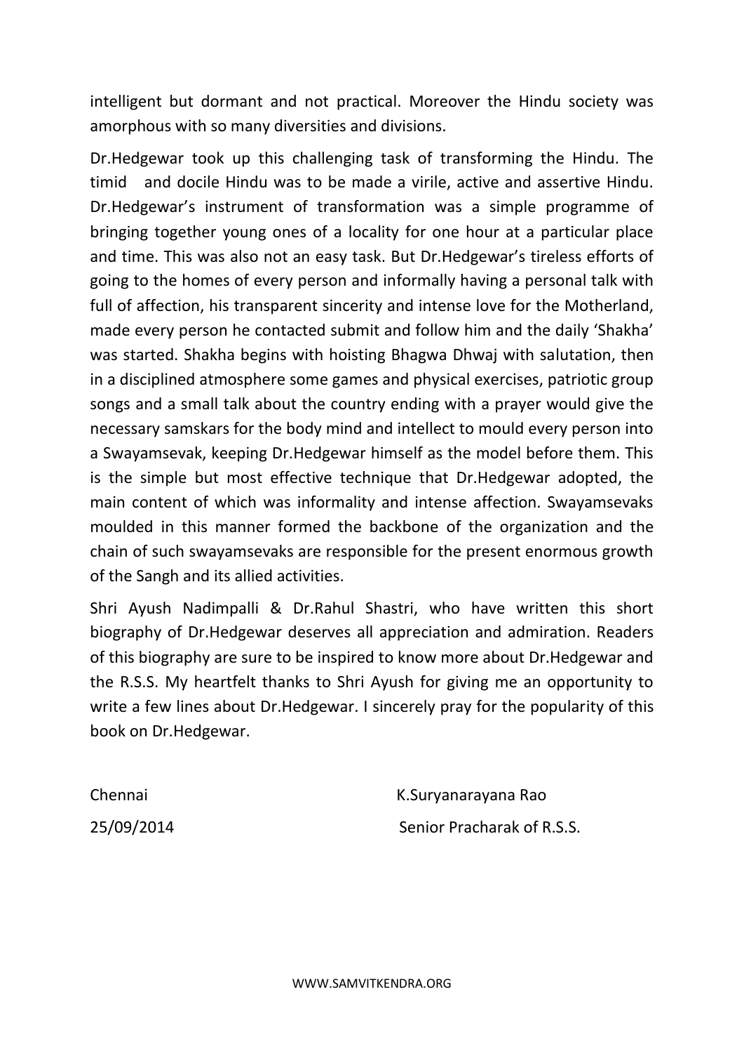intelligent but dormant and not practical. Moreover the Hindu society was amorphous with so many diversities and divisions.

Dr.Hedgewar took up this challenging task of transforming the Hindu. The timid and docile Hindu was to be made a virile, active and assertive Hindu. Dr.Hedgewar's instrument of transformation was a simple programme of bringing together young ones of a locality for one hour at a particular place and time. This was also not an easy task. But Dr.Hedgewar's tireless efforts of going to the homes of every person and informally having a personal talk with full of affection, his transparent sincerity and intense love for the Motherland, made every person he contacted submit and follow him and the daily 'Shakha' was started. Shakha begins with hoisting Bhagwa Dhwaj with salutation, then in a disciplined atmosphere some games and physical exercises, patriotic group songs and a small talk about the country ending with a prayer would give the necessary samskars for the body mind and intellect to mould every person into a Swayamsevak, keeping Dr.Hedgewar himself as the model before them. This is the simple but most effective technique that Dr.Hedgewar adopted, the main content of which was informality and intense affection. Swayamsevaks moulded in this manner formed the backbone of the organization and the chain of such swayamsevaks are responsible for the present enormous growth of the Sangh and its allied activities.

Shri Ayush Nadimpalli & Dr.Rahul Shastri, who have written this short biography of Dr.Hedgewar deserves all appreciation and admiration. Readers of this biography are sure to be inspired to know more about Dr.Hedgewar and the R.S.S. My heartfelt thanks to Shri Ayush for giving me an opportunity to write a few lines about Dr.Hedgewar. I sincerely pray for the popularity of this book on Dr.Hedgewar.

Chennai — K.Suryanarayana Rao

25/09/2014 — Senior Pracharak of R.S.S.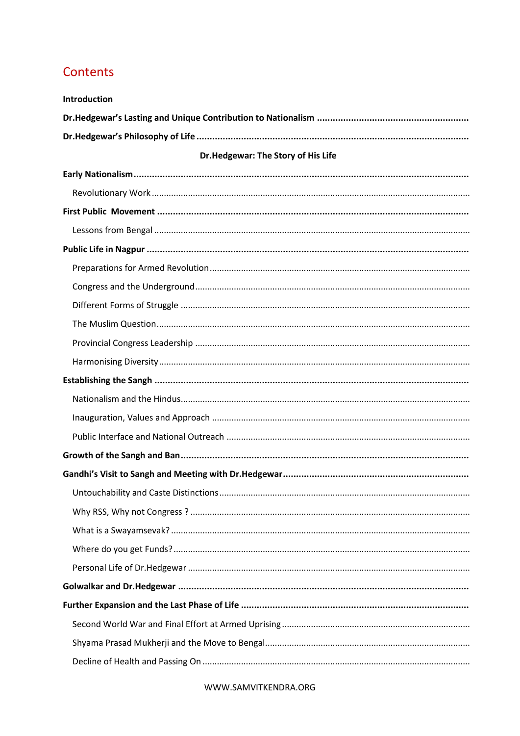# Contents

**Introduction**

**Dr.Hedgewar's Lasting and Unique Contribution to Nationalism**

**Dr.Hedgewar's Philosophy of Life**

**Dr.Hedgewar: The Story of His Life**

**Early Nationalism**

- Revolutionary Work

**First Public Movement**

- Lessons from Bengal

**Public Life in Nagpur**

- Preparations for Armed Revolution
- Congress and the Underground
- Different Forms of Struggle
- The Muslim Question
- Provincial Congress Leadership
- Harmonising Diversity

**Establishing the Sangh**

- Nationalism and the Hindus
- Inauguration, Values and Approach
- Public Interface and National Outreach

**Growth of the Sangh and Ban**

**Gandhi's Visit to Sangh and Meeting with Dr.Hedgewar**

- Untouchability and Caste Distinctions
- Why RSS, Why not Congress ?
- What is a Swayamsevak?
- Where do you get Funds?
- Personal Life of Dr.Hedgewar

**Golwalkar and Dr.Hedgewar**

**Further Expansion and the Last Phase of Life**

- Second World War and Final Effort at Armed Uprising
- Shyama Prasad Mukherji and the Move to Bengal
- Decline of Health and Passing On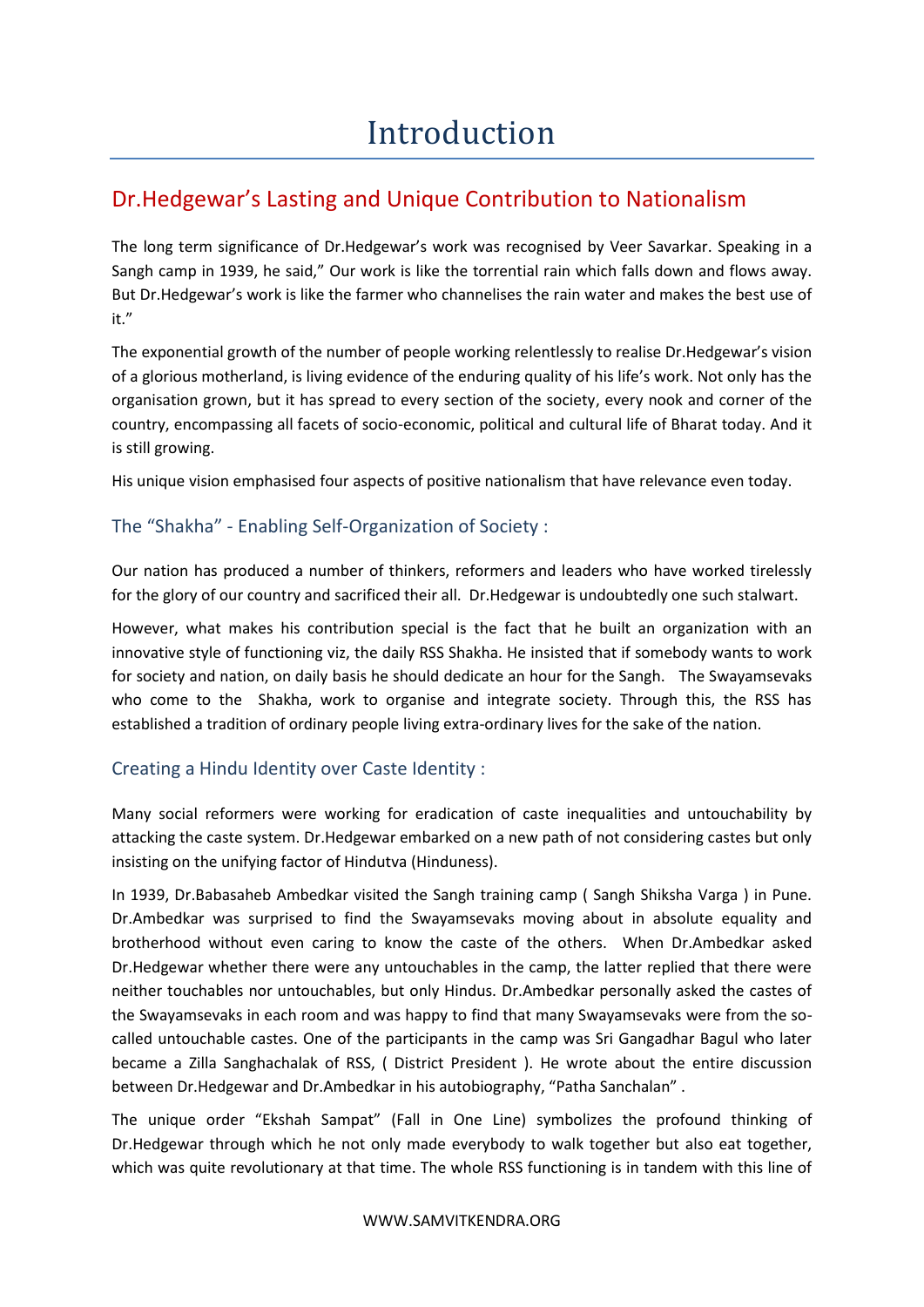# Introduction

## Dr.Hedgewar's Lasting and Unique Contribution to Nationalism

The long term significance of Dr.Hedgewar's work was recognised by Veer Savarkar. Speaking in a Sangh camp in 1939, he said," Our work is like the torrential rain which falls down and flows away. But Dr.Hedgewar's work is like the farmer who channelises the rain water and makes the best use of it."

The exponential growth of the number of people working relentlessly to realise Dr.Hedgewar's vision of a glorious motherland, is living evidence of the enduring quality of his life's work. Not only has the organisation grown, but it has spread to every section of the society, every nook and corner of the country, encompassing all facets of socio-economic, political and cultural life of Bharat today. And it is still growing.

His unique vision emphasised four aspects of positive nationalism that have relevance even today.

### The "Shakha" - Enabling Self-Organization of Society :

Our nation has produced a number of thinkers, reformers and leaders who have worked tirelessly for the glory of our country and sacrificed their all. Dr.Hedgewar is undoubtedly one such stalwart.

However, what makes his contribution special is the fact that he built an organization with an innovative style of functioning viz, the daily RSS Shakha. He insisted that if somebody wants to work for society and nation, on daily basis he should dedicate an hour for the Sangh. The Swayamsevaks who come to the Shakha, work to organise and integrate society. Through this, the RSS has established a tradition of ordinary people living extra-ordinary lives for the sake of the nation.

### Creating a Hindu Identity over Caste Identity :

Many social reformers were working for eradication of caste inequalities and untouchability by attacking the caste system. Dr.Hedgewar embarked on a new path of not considering castes but only insisting on the unifying factor of Hindutva (Hinduness).

In 1939, Dr.Babasaheb Ambedkar visited the Sangh training camp ( Sangh Shiksha Varga ) in Pune. Dr.Ambedkar was surprised to find the Swayamsevaks moving about in absolute equality and brotherhood without even caring to know the caste of the others. When Dr.Ambedkar asked Dr.Hedgewar whether there were any untouchables in the camp, the latter replied that there were neither touchables nor untouchables, but only Hindus. Dr.Ambedkar personally asked the castes of the Swayamsevaks in each room and was happy to find that many Swayamsevaks were from the so-called untouchable castes. One of the participants in the camp was Sri Gangadhar Bagul who later became a Zilla Sanghachalak of RSS, ( District President ). He wrote about the entire discussion between Dr.Hedgewar and Dr.Ambedkar in his autobiography, "Patha Sanchalan" .

The unique order "Ekshah Sampat" (Fall in One Line) symbolizes the profound thinking of Dr.Hedgewar through which he not only made everybody to walk together but also eat together, which was quite revolutionary at that time. The whole RSS functioning is in tandem with this line of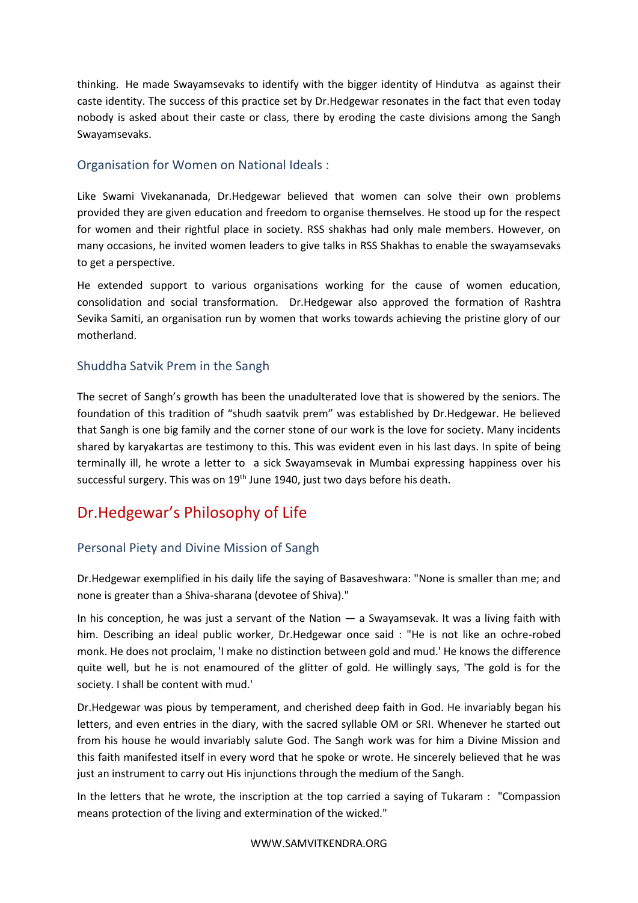thinking. He made Swayamsevaks to identify with the bigger identity of Hindutva as against their caste identity. The success of this practice set by Dr.Hedgewar resonates in the fact that even today nobody is asked about their caste or class, there by eroding the caste divisions among the Sangh Swayamsevaks.

### Organisation for Women on National Ideals :

Like Swami Vivekananada, Dr.Hedgewar believed that women can solve their own problems provided they are given education and freedom to organise themselves. He stood up for the respect for women and their rightful place in society. RSS shakhas had only male members. However, on many occasions, he invited women leaders to give talks in RSS Shakhas to enable the swayamsevaks to get a perspective.

He extended support to various organisations working for the cause of women education, consolidation and social transformation. Dr.Hedgewar also approved the formation of Rashtra Sevika Samiti, an organisation run by women that works towards achieving the pristine glory of our motherland.

### Shuddha Satvik Prem in the Sangh

The secret of Sangh's growth has been the unadulterated love that is showered by the seniors. The foundation of this tradition of "shudh saatvik prem" was established by Dr.Hedgewar. He believed that Sangh is one big family and the corner stone of our work is the love for society. Many incidents shared by karyakartas are testimony to this. This was evident even in his last days. In spite of being terminally ill, he wrote a letter to a sick Swayamsevak in Mumbai expressing happiness over his successful surgery. This was on 19th June 1940, just two days before his death.

## Dr.Hedgewar's Philosophy of Life

### Personal Piety and Divine Mission of Sangh

Dr.Hedgewar exemplified in his daily life the saying of Basaveshwara: "None is smaller than me; and none is greater than a Shiva-sharana (devotee of Shiva)."

In his conception, he was just a servant of the Nation — a Swayamsevak. It was a living faith with him. Describing an ideal public worker, Dr.Hedgewar once said : "He is not like an ochre-robed monk. He does not proclaim, 'I make no distinction between gold and mud.' He knows the difference quite well, but he is not enamoured of the glitter of gold. He willingly says, 'The gold is for the society. I shall be content with mud.'

Dr.Hedgewar was pious by temperament, and cherished deep faith in God. He invariably began his letters, and even entries in the diary, with the sacred syllable OM or SRI. Whenever he started out from his house he would invariably salute God. The Sangh work was for him a Divine Mission and this faith manifested itself in every word that he spoke or wrote. He sincerely believed that he was just an instrument to carry out His injunctions through the medium of the Sangh.

In the letters that he wrote, the inscription at the top carried a saying of Tukaram : "Compassion means protection of the living and extermination of the wicked."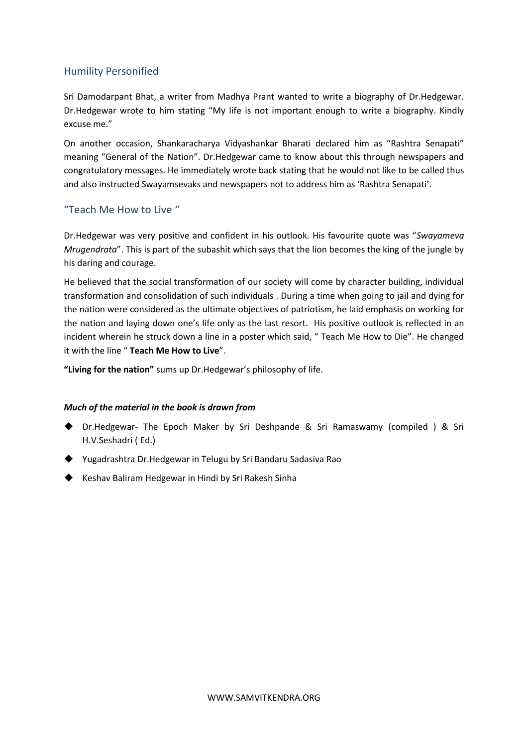## Humility Personified

Sri Damodarpant Bhat, a writer from Madhya Prant wanted to write a biography of Dr.Hedgewar. Dr.Hedgewar wrote to him stating "My life is not important enough to write a biography. Kindly excuse me."

On another occasion, Shankaracharya Vidyashankar Bharati declared him as "Rashtra Senapati" meaning "General of the Nation". Dr.Hedgewar came to know about this through newspapers and congratulatory messages. He immediately wrote back stating that he would not like to be called thus and also instructed Swayamsevaks and newspapers not to address him as 'Rashtra Senapati'.

## "Teach Me How to Live "

Dr.Hedgewar was very positive and confident in his outlook. His favourite quote was "*Swayameva Mrugendrata*". This is part of the subashit which says that the lion becomes the king of the jungle by his daring and courage.

He believed that the social transformation of our society will come by character building, individual transformation and consolidation of such individuals . During a time when going to jail and dying for the nation were considered as the ultimate objectives of patriotism, he laid emphasis on working for the nation and laying down one's life only as the last resort. His positive outlook is reflected in an incident wherein he struck down a line in a poster which said, " Teach Me How to Die". He changed it with the line " **Teach Me How to Live**".

**"Living for the nation"** sums up Dr.Hedgewar's philosophy of life.

***Much of the material in the book is drawn from***

- Dr.Hedgewar- The Epoch Maker by Sri Deshpande & Sri Ramaswamy (compiled ) & Sri H.V.Seshadri ( Ed.)
- Yugadrashtra Dr.Hedgewar in Telugu by Sri Bandaru Sadasiva Rao
- Keshav Baliram Hedgewar in Hindi by Sri Rakesh Sinha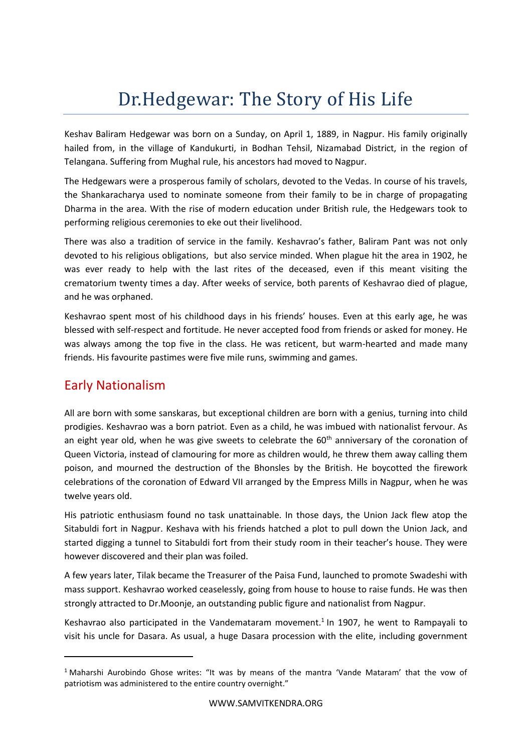# Dr.Hedgewar: The Story of His Life

Keshav Baliram Hedgewar was born on a Sunday, on April 1, 1889, in Nagpur. His family originally hailed from, in the village of Kandukurti, in Bodhan Tehsil, Nizamabad District, in the region of Telangana. Suffering from Mughal rule, his ancestors had moved to Nagpur.

The Hedgewars were a prosperous family of scholars, devoted to the Vedas. In course of his travels, the Shankaracharya used to nominate someone from their family to be in charge of propagating Dharma in the area. With the rise of modern education under British rule, the Hedgewars took to performing religious ceremonies to eke out their livelihood.

There was also a tradition of service in the family. Keshavrao's father, Baliram Pant was not only devoted to his religious obligations, but also service minded. When plague hit the area in 1902, he was ever ready to help with the last rites of the deceased, even if this meant visiting the crematorium twenty times a day. After weeks of service, both parents of Keshavrao died of plague, and he was orphaned.

Keshavrao spent most of his childhood days in his friends' houses. Even at this early age, he was blessed with self-respect and fortitude. He never accepted food from friends or asked for money. He was always among the top five in the class. He was reticent, but warm-hearted and made many friends. His favourite pastimes were five mile runs, swimming and games.

## Early Nationalism

All are born with some sanskaras, but exceptional children are born with a genius, turning into child prodigies. Keshavrao was a born patriot. Even as a child, he was imbued with nationalist fervour. As an eight year old, when he was give sweets to celebrate the 60th anniversary of the coronation of Queen Victoria, instead of clamouring for more as children would, he threw them away calling them poison, and mourned the destruction of the Bhonsles by the British. He boycotted the firework celebrations of the coronation of Edward VII arranged by the Empress Mills in Nagpur, when he was twelve years old.

His patriotic enthusiasm found no task unattainable. In those days, the Union Jack flew atop the Sitabuldi fort in Nagpur. Keshava with his friends hatched a plot to pull down the Union Jack, and started digging a tunnel to Sitabuldi fort from their study room in their teacher's house. They were however discovered and their plan was foiled.

A few years later, Tilak became the Treasurer of the Paisa Fund, launched to promote Swadeshi with mass support. Keshavrao worked ceaselessly, going from house to house to raise funds. He was then strongly attracted to Dr.Moonje, an outstanding public figure and nationalist from Nagpur.

Keshavrao also participated in the Vandemataram movement.[1] In 1907, he went to Rampayali to visit his uncle for Dasara. As usual, a huge Dasara procession with the elite, including government

---

[1] Maharshi Aurobindo Ghose writes: "It was by means of the mantra 'Vande Mataram' that the vow of patriotism was administered to the entire country overnight."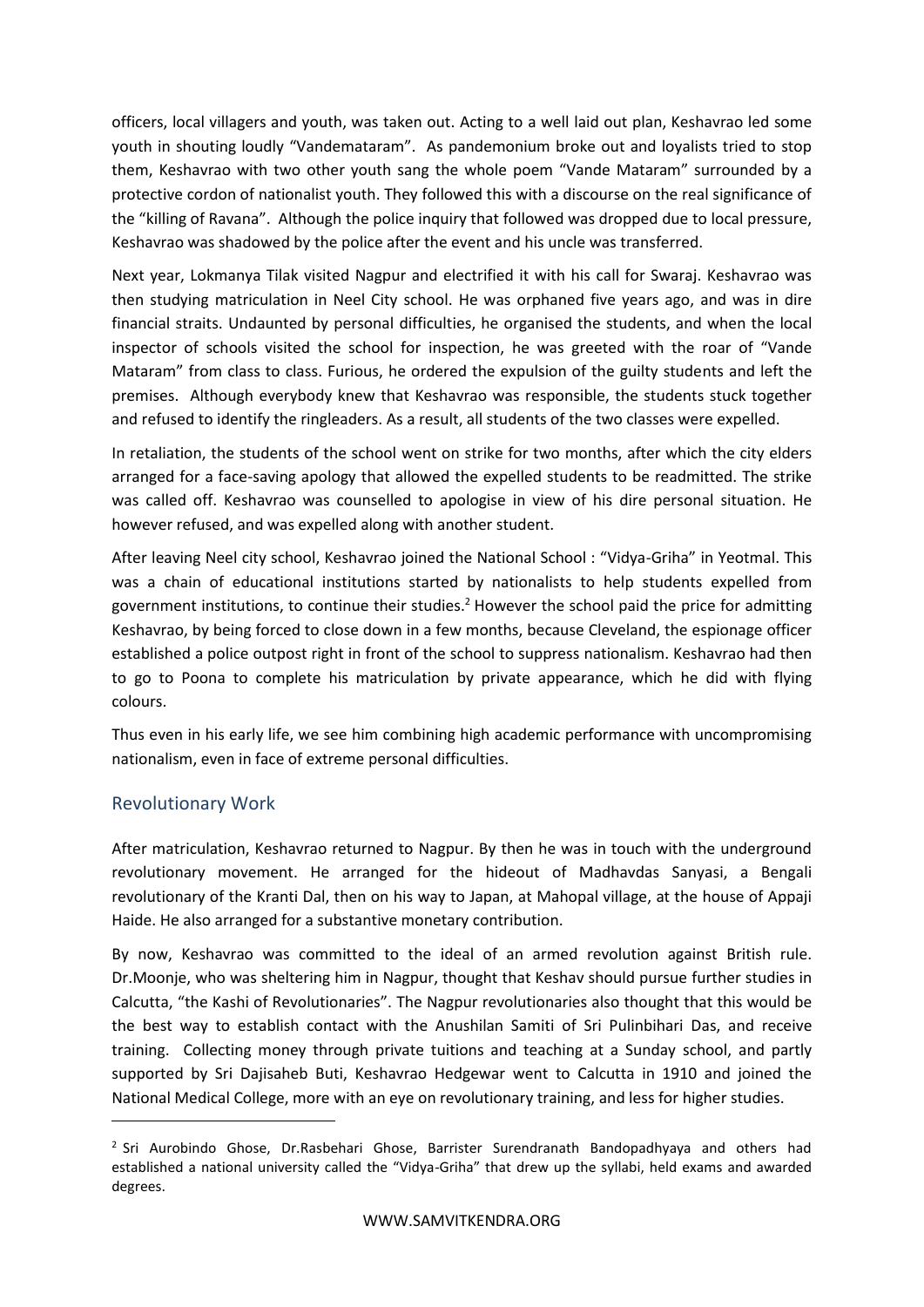officers, local villagers and youth, was taken out. Acting to a well laid out plan, Keshavrao led some youth in shouting loudly "Vandemataram". As pandemonium broke out and loyalists tried to stop them, Keshavrao with two other youth sang the whole poem "Vande Mataram" surrounded by a protective cordon of nationalist youth. They followed this with a discourse on the real significance of the "killing of Ravana". Although the police inquiry that followed was dropped due to local pressure, Keshavrao was shadowed by the police after the event and his uncle was transferred.

Next year, Lokmanya Tilak visited Nagpur and electrified it with his call for Swaraj. Keshavrao was then studying matriculation in Neel City school. He was orphaned five years ago, and was in dire financial straits. Undaunted by personal difficulties, he organised the students, and when the local inspector of schools visited the school for inspection, he was greeted with the roar of "Vande Mataram" from class to class. Furious, he ordered the expulsion of the guilty students and left the premises. Although everybody knew that Keshavrao was responsible, the students stuck together and refused to identify the ringleaders. As a result, all students of the two classes were expelled.

In retaliation, the students of the school went on strike for two months, after which the city elders arranged for a face-saving apology that allowed the expelled students to be readmitted. The strike was called off. Keshavrao was counselled to apologise in view of his dire personal situation. He however refused, and was expelled along with another student.

After leaving Neel city school, Keshavrao joined the National School : "Vidya-Griha" in Yeotmal. This was a chain of educational institutions started by nationalists to help students expelled from government institutions, to continue their studies.[2] However the school paid the price for admitting Keshavrao, by being forced to close down in a few months, because Cleveland, the espionage officer established a police outpost right in front of the school to suppress nationalism. Keshavrao had then to go to Poona to complete his matriculation by private appearance, which he did with flying colours.

Thus even in his early life, we see him combining high academic performance with uncompromising nationalism, even in face of extreme personal difficulties.

## Revolutionary Work

After matriculation, Keshavrao returned to Nagpur. By then he was in touch with the underground revolutionary movement. He arranged for the hideout of Madhavdas Sanyasi, a Bengali revolutionary of the Kranti Dal, then on his way to Japan, at Mahopal village, at the house of Appaji Haide. He also arranged for a substantive monetary contribution.

By now, Keshavrao was committed to the ideal of an armed revolution against British rule. Dr.Moonje, who was sheltering him in Nagpur, thought that Keshav should pursue further studies in Calcutta, "the Kashi of Revolutionaries". The Nagpur revolutionaries also thought that this would be the best way to establish contact with the Anushilan Samiti of Sri Pulinbihari Das, and receive training. Collecting money through private tuitions and teaching at a Sunday school, and partly supported by Sri Dajisaheb Buti, Keshavrao Hedgewar went to Calcutta in 1910 and joined the National Medical College, more with an eye on revolutionary training, and less for higher studies.

[2] Sri Aurobindo Ghose, Dr.Rasbehari Ghose, Barrister Surendranath Bandopadhyaya and others had established a national university called the "Vidya-Griha" that drew up the syllabi, held exams and awarded degrees.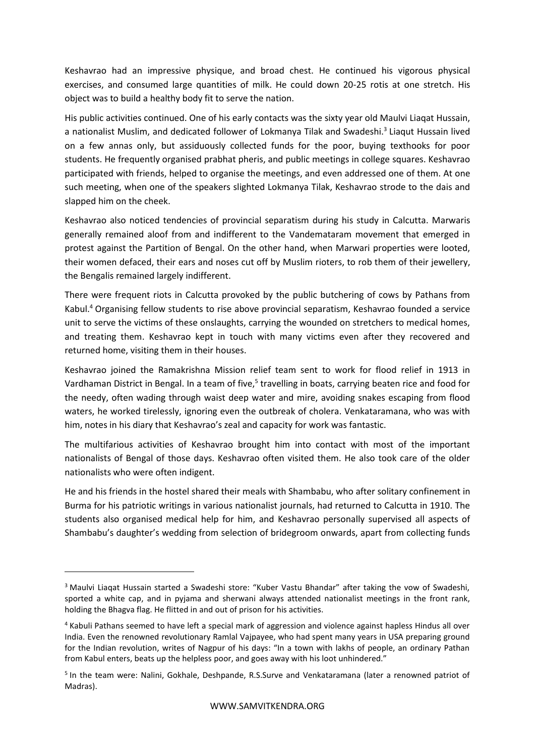Keshavrao had an impressive physique, and broad chest. He continued his vigorous physical exercises, and consumed large quantities of milk. He could down 20-25 rotis at one stretch. His object was to build a healthy body fit to serve the nation.

His public activities continued. One of his early contacts was the sixty year old Maulvi Liaqat Hussain, a nationalist Muslim, and dedicated follower of Lokmanya Tilak and Swadeshi.[3] Liaqut Hussain lived on a few annas only, but assiduously collected funds for the poor, buying texthooks for poor students. He frequently organised prabhat pheris, and public meetings in college squares. Keshavrao participated with friends, helped to organise the meetings, and even addressed one of them. At one such meeting, when one of the speakers slighted Lokmanya Tilak, Keshavrao strode to the dais and slapped him on the cheek.

Keshavrao also noticed tendencies of provincial separatism during his study in Calcutta. Marwaris generally remained aloof from and indifferent to the Vandemataram movement that emerged in protest against the Partition of Bengal. On the other hand, when Marwari properties were looted, their women defaced, their ears and noses cut off by Muslim rioters, to rob them of their jewellery, the Bengalis remained largely indifferent.

There were frequent riots in Calcutta provoked by the public butchering of cows by Pathans from Kabul.[4] Organising fellow students to rise above provincial separatism, Keshavrao founded a service unit to serve the victims of these onslaughts, carrying the wounded on stretchers to medical homes, and treating them. Keshavrao kept in touch with many victims even after they recovered and returned home, visiting them in their houses.

Keshavrao joined the Ramakrishna Mission relief team sent to work for flood relief in 1913 in Vardhaman District in Bengal. In a team of five,[5] travelling in boats, carrying beaten rice and food for the needy, often wading through waist deep water and mire, avoiding snakes escaping from flood waters, he worked tirelessly, ignoring even the outbreak of cholera. Venkataramana, who was with him, notes in his diary that Keshavrao's zeal and capacity for work was fantastic.

The multifarious activities of Keshavrao brought him into contact with most of the important nationalists of Bengal of those days. Keshavrao often visited them. He also took care of the older nationalists who were often indigent.

He and his friends in the hostel shared their meals with Shambabu, who after solitary confinement in Burma for his patriotic writings in various nationalist journals, had returned to Calcutta in 1910. The students also organised medical help for him, and Keshavrao personally supervised all aspects of Shambabu's daughter's wedding from selection of bridegroom onwards, apart from collecting funds

---

[3] Maulvi Liaqat Hussain started a Swadeshi store: "Kuber Vastu Bhandar" after taking the vow of Swadeshi, sported a white cap, and in pyjama and sherwani always attended nationalist meetings in the front rank, holding the Bhagva flag. He flitted in and out of prison for his activities.

[4] Kabuli Pathans seemed to have left a special mark of aggression and violence against hapless Hindus all over India. Even the renowned revolutionary Ramlal Vajpayee, who had spent many years in USA preparing ground for the Indian revolution, writes of Nagpur of his days: "In a town with lakhs of people, an ordinary Pathan from Kabul enters, beats up the helpless poor, and goes away with his loot unhindered."

[5] In the team were: Nalini, Gokhale, Deshpande, R.S.Surve and Venkataramana (later a renowned patriot of Madras).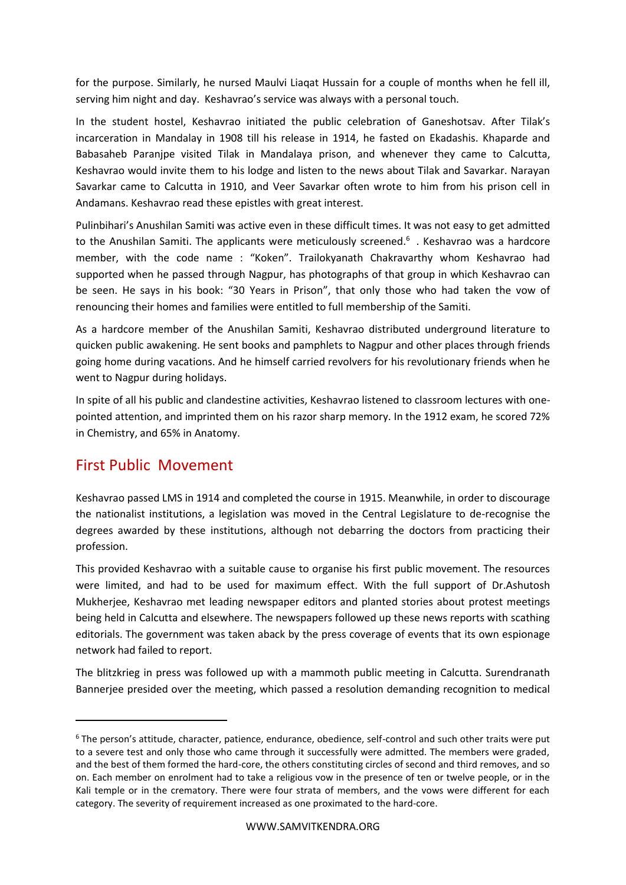for the purpose. Similarly, he nursed Maulvi Liaqat Hussain for a couple of months when he fell ill, serving him night and day. Keshavrao's service was always with a personal touch.

In the student hostel, Keshavrao initiated the public celebration of Ganeshotsav. After Tilak's incarceration in Mandalay in 1908 till his release in 1914, he fasted on Ekadashis. Khaparde and Babasaheb Paranjpe visited Tilak in Mandalaya prison, and whenever they came to Calcutta, Keshavrao would invite them to his lodge and listen to the news about Tilak and Savarkar. Narayan Savarkar came to Calcutta in 1910, and Veer Savarkar often wrote to him from his prison cell in Andamans. Keshavrao read these epistles with great interest.

Pulinbihari's Anushilan Samiti was active even in these difficult times. It was not easy to get admitted to the Anushilan Samiti. The applicants were meticulously screened.[6] . Keshavrao was a hardcore member, with the code name : "Koken". Trailokyanath Chakravarthy whom Keshavrao had supported when he passed through Nagpur, has photographs of that group in which Keshavrao can be seen. He says in his book: "30 Years in Prison", that only those who had taken the vow of renouncing their homes and families were entitled to full membership of the Samiti.

As a hardcore member of the Anushilan Samiti, Keshavrao distributed underground literature to quicken public awakening. He sent books and pamphlets to Nagpur and other places through friends going home during vacations. And he himself carried revolvers for his revolutionary friends when he went to Nagpur during holidays.

In spite of all his public and clandestine activities, Keshavrao listened to classroom lectures with one-pointed attention, and imprinted them on his razor sharp memory. In the 1912 exam, he scored 72% in Chemistry, and 65% in Anatomy.

## First Public Movement

Keshavrao passed LMS in 1914 and completed the course in 1915. Meanwhile, in order to discourage the nationalist institutions, a legislation was moved in the Central Legislature to de-recognise the degrees awarded by these institutions, although not debarring the doctors from practicing their profession.

This provided Keshavrao with a suitable cause to organise his first public movement. The resources were limited, and had to be used for maximum effect. With the full support of Dr.Ashutosh Mukherjee, Keshavrao met leading newspaper editors and planted stories about protest meetings being held in Calcutta and elsewhere. The newspapers followed up these news reports with scathing editorials. The government was taken aback by the press coverage of events that its own espionage network had failed to report.

The blitzkrieg in press was followed up with a mammoth public meeting in Calcutta. Surendranath Bannerjee presided over the meeting, which passed a resolution demanding recognition to medical

---

[6] The person's attitude, character, patience, endurance, obedience, self-control and such other traits were put to a severe test and only those who came through it successfully were admitted. The members were graded, and the best of them formed the hard-core, the others constituting circles of second and third removes, and so on. Each member on enrolment had to take a religious vow in the presence of ten or twelve people, or in the Kali temple or in the crematory. There were four strata of members, and the vows were different for each category. The severity of requirement increased as one proximated to the hard-core.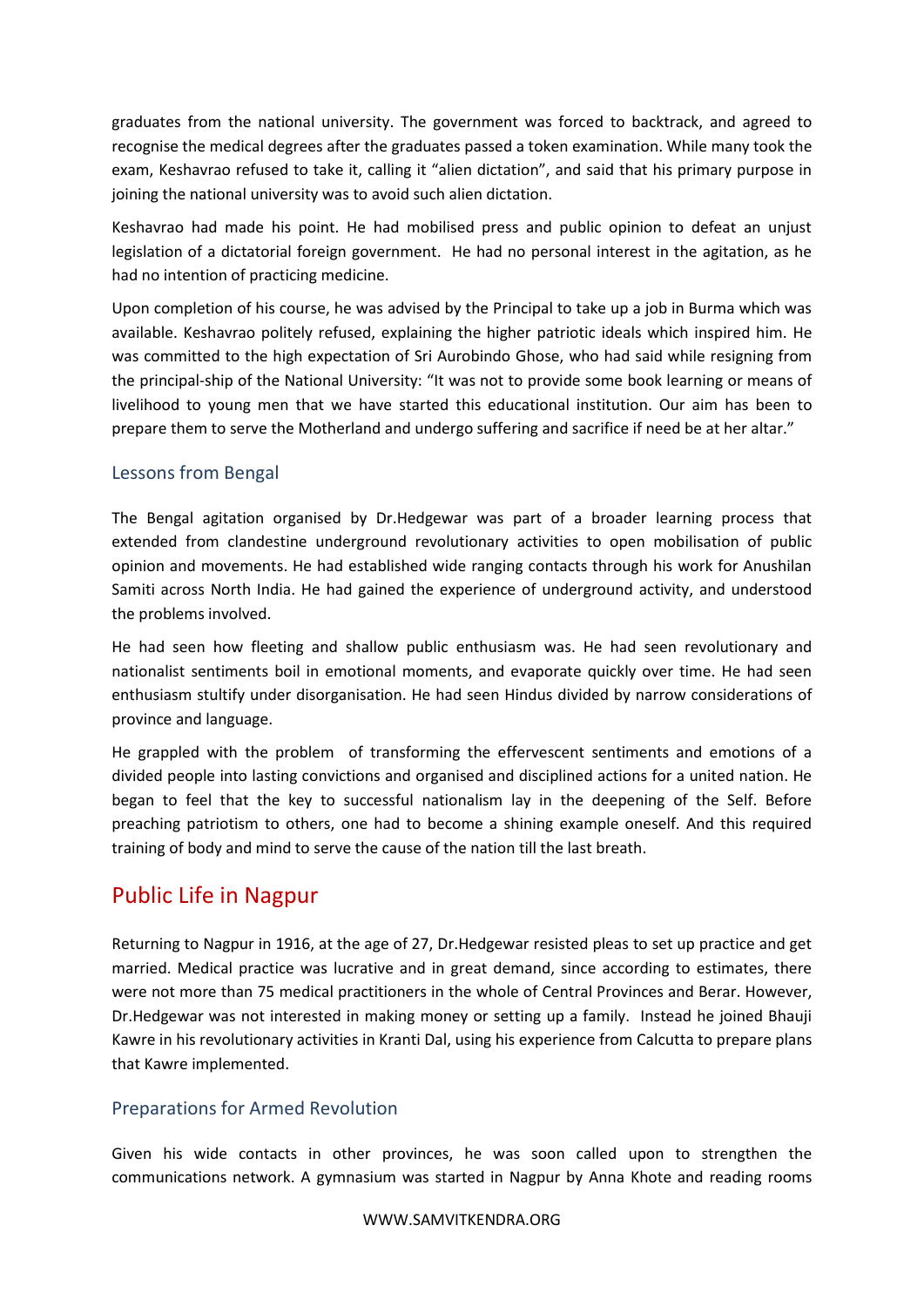graduates from the national university. The government was forced to backtrack, and agreed to recognise the medical degrees after the graduates passed a token examination. While many took the exam, Keshavrao refused to take it, calling it "alien dictation", and said that his primary purpose in joining the national university was to avoid such alien dictation.

Keshavrao had made his point. He had mobilised press and public opinion to defeat an unjust legislation of a dictatorial foreign government. He had no personal interest in the agitation, as he had no intention of practicing medicine.

Upon completion of his course, he was advised by the Principal to take up a job in Burma which was available. Keshavrao politely refused, explaining the higher patriotic ideals which inspired him. He was committed to the high expectation of Sri Aurobindo Ghose, who had said while resigning from the principal-ship of the National University: "It was not to provide some book learning or means of livelihood to young men that we have started this educational institution. Our aim has been to prepare them to serve the Motherland and undergo suffering and sacrifice if need be at her altar."

### Lessons from Bengal

The Bengal agitation organised by Dr.Hedgewar was part of a broader learning process that extended from clandestine underground revolutionary activities to open mobilisation of public opinion and movements. He had established wide ranging contacts through his work for Anushilan Samiti across North India. He had gained the experience of underground activity, and understood the problems involved.

He had seen how fleeting and shallow public enthusiasm was. He had seen revolutionary and nationalist sentiments boil in emotional moments, and evaporate quickly over time. He had seen enthusiasm stultify under disorganisation. He had seen Hindus divided by narrow considerations of province and language.

He grappled with the problem of transforming the effervescent sentiments and emotions of a divided people into lasting convictions and organised and disciplined actions for a united nation. He began to feel that the key to successful nationalism lay in the deepening of the Self. Before preaching patriotism to others, one had to become a shining example oneself. And this required training of body and mind to serve the cause of the nation till the last breath.

## Public Life in Nagpur

Returning to Nagpur in 1916, at the age of 27, Dr.Hedgewar resisted pleas to set up practice and get married. Medical practice was lucrative and in great demand, since according to estimates, there were not more than 75 medical practitioners in the whole of Central Provinces and Berar. However, Dr.Hedgewar was not interested in making money or setting up a family. Instead he joined Bhauji Kawre in his revolutionary activities in Kranti Dal, using his experience from Calcutta to prepare plans that Kawre implemented.

### Preparations for Armed Revolution

Given his wide contacts in other provinces, he was soon called upon to strengthen the communications network. A gymnasium was started in Nagpur by Anna Khote and reading rooms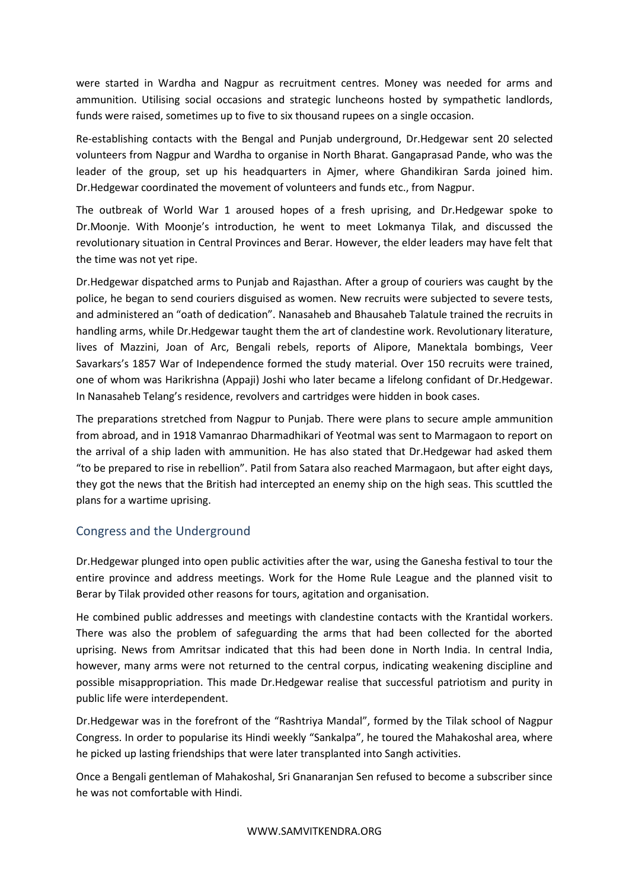were started in Wardha and Nagpur as recruitment centres. Money was needed for arms and ammunition. Utilising social occasions and strategic luncheons hosted by sympathetic landlords, funds were raised, sometimes up to five to six thousand rupees on a single occasion.

Re-establishing contacts with the Bengal and Punjab underground, Dr.Hedgewar sent 20 selected volunteers from Nagpur and Wardha to organise in North Bharat. Gangaprasad Pande, who was the leader of the group, set up his headquarters in Ajmer, where Ghandikiran Sarda joined him. Dr.Hedgewar coordinated the movement of volunteers and funds etc., from Nagpur.

The outbreak of World War 1 aroused hopes of a fresh uprising, and Dr.Hedgewar spoke to Dr.Moonje. With Moonje's introduction, he went to meet Lokmanya Tilak, and discussed the revolutionary situation in Central Provinces and Berar. However, the elder leaders may have felt that the time was not yet ripe.

Dr.Hedgewar dispatched arms to Punjab and Rajasthan. After a group of couriers was caught by the police, he began to send couriers disguised as women. New recruits were subjected to severe tests, and administered an "oath of dedication". Nanasaheb and Bhausaheb Talatule trained the recruits in handling arms, while Dr.Hedgewar taught them the art of clandestine work. Revolutionary literature, lives of Mazzini, Joan of Arc, Bengali rebels, reports of Alipore, Manektala bombings, Veer Savarkars's 1857 War of Independence formed the study material. Over 150 recruits were trained, one of whom was Harikrishna (Appaji) Joshi who later became a lifelong confidant of Dr.Hedgewar. In Nanasaheb Telang's residence, revolvers and cartridges were hidden in book cases.

The preparations stretched from Nagpur to Punjab. There were plans to secure ample ammunition from abroad, and in 1918 Vamanrao Dharmadhikari of Yeotmal was sent to Marmagaon to report on the arrival of a ship laden with ammunition. He has also stated that Dr.Hedgewar had asked them "to be prepared to rise in rebellion". Patil from Satara also reached Marmagaon, but after eight days, they got the news that the British had intercepted an enemy ship on the high seas. This scuttled the plans for a wartime uprising.

## Congress and the Underground

Dr.Hedgewar plunged into open public activities after the war, using the Ganesha festival to tour the entire province and address meetings. Work for the Home Rule League and the planned visit to Berar by Tilak provided other reasons for tours, agitation and organisation.

He combined public addresses and meetings with clandestine contacts with the Krantidal workers. There was also the problem of safeguarding the arms that had been collected for the aborted uprising. News from Amritsar indicated that this had been done in North India. In central India, however, many arms were not returned to the central corpus, indicating weakening discipline and possible misappropriation. This made Dr.Hedgewar realise that successful patriotism and purity in public life were interdependent.

Dr.Hedgewar was in the forefront of the "Rashtriya Mandal", formed by the Tilak school of Nagpur Congress. In order to popularise its Hindi weekly "Sankalpa", he toured the Mahakoshal area, where he picked up lasting friendships that were later transplanted into Sangh activities.

Once a Bengali gentleman of Mahakoshal, Sri Gnanaranjan Sen refused to become a subscriber since he was not comfortable with Hindi.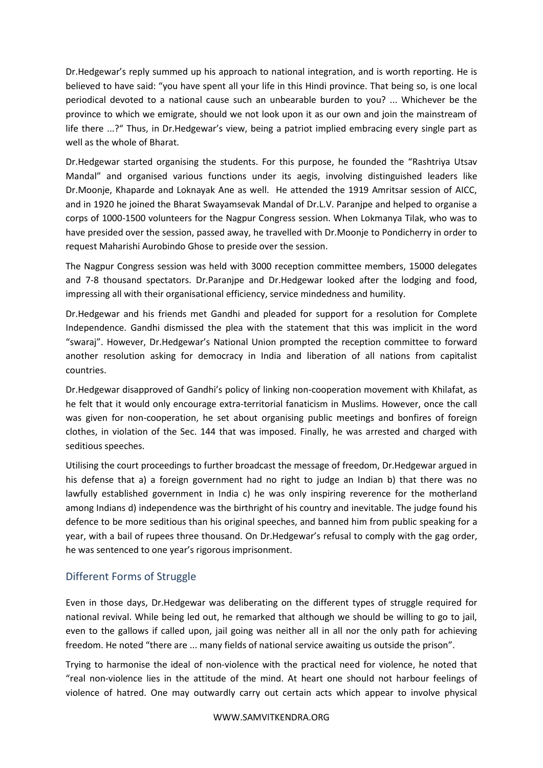Dr.Hedgewar's reply summed up his approach to national integration, and is worth reporting. He is believed to have said: "you have spent all your life in this Hindi province. That being so, is one local periodical devoted to a national cause such an unbearable burden to you? ... Whichever be the province to which we emigrate, should we not look upon it as our own and join the mainstream of life there ...?" Thus, in Dr.Hedgewar's view, being a patriot implied embracing every single part as well as the whole of Bharat.

Dr.Hedgewar started organising the students. For this purpose, he founded the "Rashtriya Utsav Mandal" and organised various functions under its aegis, involving distinguished leaders like Dr.Moonje, Khaparde and Loknayak Ane as well. He attended the 1919 Amritsar session of AICC, and in 1920 he joined the Bharat Swayamsevak Mandal of Dr.L.V. Paranjpe and helped to organise a corps of 1000-1500 volunteers for the Nagpur Congress session. When Lokmanya Tilak, who was to have presided over the session, passed away, he travelled with Dr.Moonje to Pondicherry in order to request Maharishi Aurobindo Ghose to preside over the session.

The Nagpur Congress session was held with 3000 reception committee members, 15000 delegates and 7-8 thousand spectators. Dr.Paranjpe and Dr.Hedgewar looked after the lodging and food, impressing all with their organisational efficiency, service mindedness and humility.

Dr.Hedgewar and his friends met Gandhi and pleaded for support for a resolution for Complete Independence. Gandhi dismissed the plea with the statement that this was implicit in the word "swaraj". However, Dr.Hedgewar's National Union prompted the reception committee to forward another resolution asking for democracy in India and liberation of all nations from capitalist countries.

Dr.Hedgewar disapproved of Gandhi's policy of linking non-cooperation movement with Khilafat, as he felt that it would only encourage extra-territorial fanaticism in Muslims. However, once the call was given for non-cooperation, he set about organising public meetings and bonfires of foreign clothes, in violation of the Sec. 144 that was imposed. Finally, he was arrested and charged with seditious speeches.

Utilising the court proceedings to further broadcast the message of freedom, Dr.Hedgewar argued in his defense that a) a foreign government had no right to judge an Indian b) that there was no lawfully established government in India c) he was only inspiring reverence for the motherland among Indians d) independence was the birthright of his country and inevitable. The judge found his defence to be more seditious than his original speeches, and banned him from public speaking for a year, with a bail of rupees three thousand. On Dr.Hedgewar's refusal to comply with the gag order, he was sentenced to one year's rigorous imprisonment.

## Different Forms of Struggle

Even in those days, Dr.Hedgewar was deliberating on the different types of struggle required for national revival. While being led out, he remarked that although we should be willing to go to jail, even to the gallows if called upon, jail going was neither all in all nor the only path for achieving freedom. He noted "there are ... many fields of national service awaiting us outside the prison".

Trying to harmonise the ideal of non-violence with the practical need for violence, he noted that "real non-violence lies in the attitude of the mind. At heart one should not harbour feelings of violence of hatred. One may outwardly carry out certain acts which appear to involve physical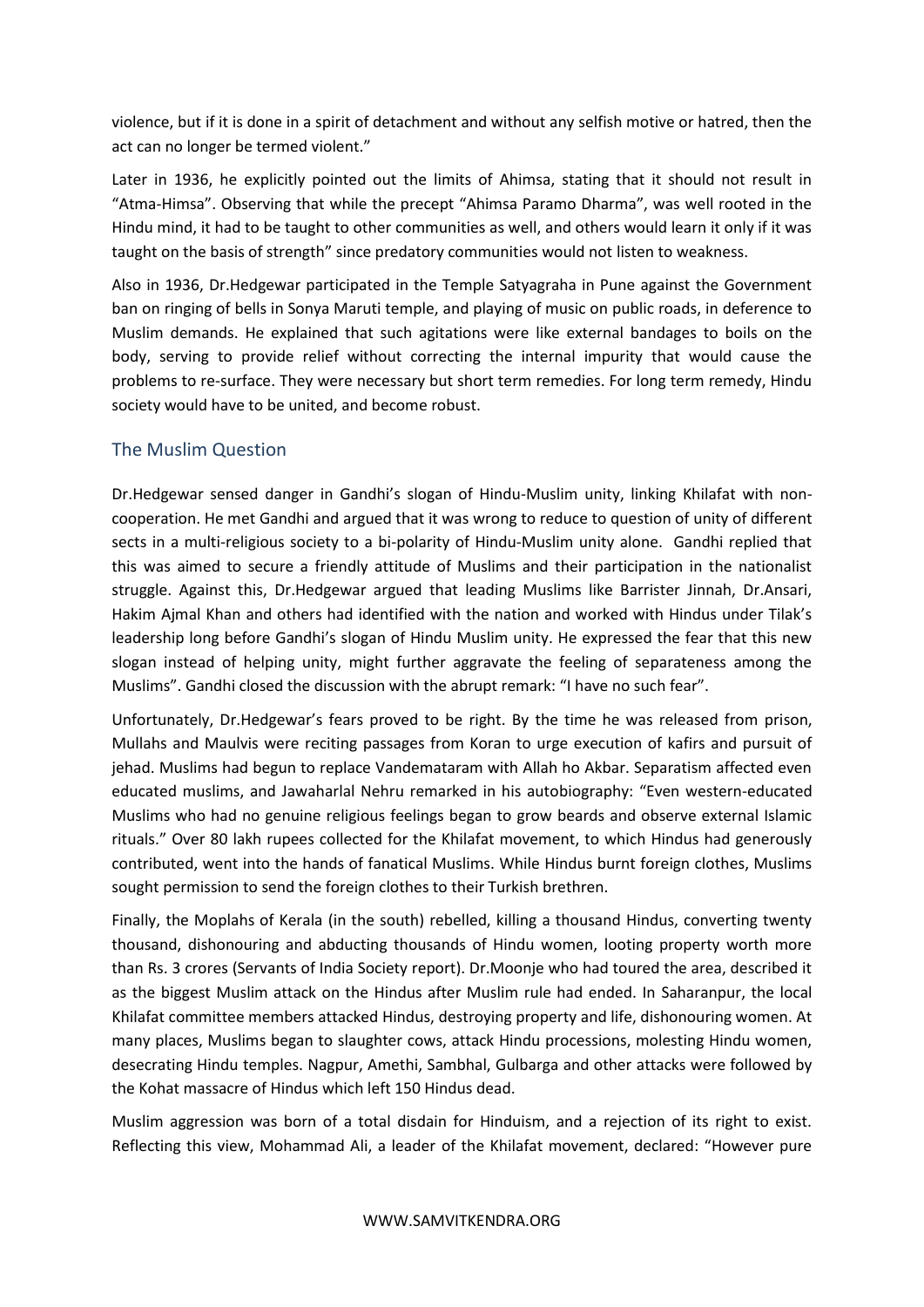violence, but if it is done in a spirit of detachment and without any selfish motive or hatred, then the act can no longer be termed violent."

Later in 1936, he explicitly pointed out the limits of Ahimsa, stating that it should not result in "Atma-Himsa". Observing that while the precept "Ahimsa Paramo Dharma", was well rooted in the Hindu mind, it had to be taught to other communities as well, and others would learn it only if it was taught on the basis of strength" since predatory communities would not listen to weakness.

Also in 1936, Dr.Hedgewar participated in the Temple Satyagraha in Pune against the Government ban on ringing of bells in Sonya Maruti temple, and playing of music on public roads, in deference to Muslim demands. He explained that such agitations were like external bandages to boils on the body, serving to provide relief without correcting the internal impurity that would cause the problems to re-surface. They were necessary but short term remedies. For long term remedy, Hindu society would have to be united, and become robust.

## The Muslim Question

Dr.Hedgewar sensed danger in Gandhi's slogan of Hindu-Muslim unity, linking Khilafat with non-cooperation. He met Gandhi and argued that it was wrong to reduce to question of unity of different sects in a multi-religious society to a bi-polarity of Hindu-Muslim unity alone. Gandhi replied that this was aimed to secure a friendly attitude of Muslims and their participation in the nationalist struggle. Against this, Dr.Hedgewar argued that leading Muslims like Barrister Jinnah, Dr.Ansari, Hakim Ajmal Khan and others had identified with the nation and worked with Hindus under Tilak's leadership long before Gandhi's slogan of Hindu Muslim unity. He expressed the fear that this new slogan instead of helping unity, might further aggravate the feeling of separateness among the Muslims". Gandhi closed the discussion with the abrupt remark: "I have no such fear".

Unfortunately, Dr.Hedgewar's fears proved to be right. By the time he was released from prison, Mullahs and Maulvis were reciting passages from Koran to urge execution of kafirs and pursuit of jehad. Muslims had begun to replace Vandemataram with Allah ho Akbar. Separatism affected even educated muslims, and Jawaharlal Nehru remarked in his autobiography: "Even western-educated Muslims who had no genuine religious feelings began to grow beards and observe external Islamic rituals." Over 80 lakh rupees collected for the Khilafat movement, to which Hindus had generously contributed, went into the hands of fanatical Muslims. While Hindus burnt foreign clothes, Muslims sought permission to send the foreign clothes to their Turkish brethren.

Finally, the Moplahs of Kerala (in the south) rebelled, killing a thousand Hindus, converting twenty thousand, dishonouring and abducting thousands of Hindu women, looting property worth more than Rs. 3 crores (Servants of India Society report). Dr.Moonje who had toured the area, described it as the biggest Muslim attack on the Hindus after Muslim rule had ended. In Saharanpur, the local Khilafat committee members attacked Hindus, destroying property and life, dishonouring women. At many places, Muslims began to slaughter cows, attack Hindu processions, molesting Hindu women, desecrating Hindu temples. Nagpur, Amethi, Sambhal, Gulbarga and other attacks were followed by the Kohat massacre of Hindus which left 150 Hindus dead.

Muslim aggression was born of a total disdain for Hinduism, and a rejection of its right to exist. Reflecting this view, Mohammad Ali, a leader of the Khilafat movement, declared: "However pure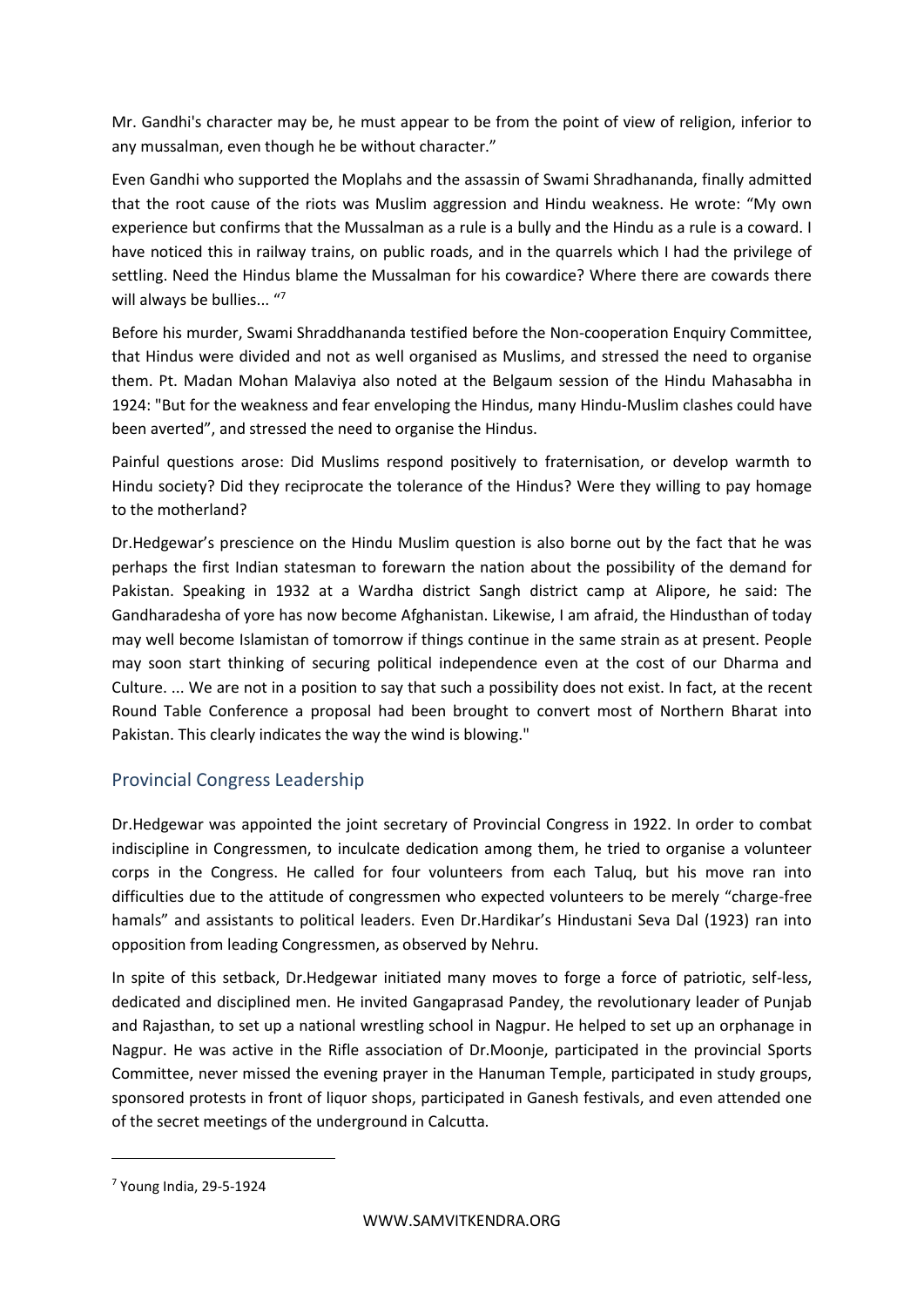Mr. Gandhi's character may be, he must appear to be from the point of view of religion, inferior to any mussalman, even though he be without character."

Even Gandhi who supported the Moplahs and the assassin of Swami Shradhananda, finally admitted that the root cause of the riots was Muslim aggression and Hindu weakness. He wrote: "My own experience but confirms that the Mussalman as a rule is a bully and the Hindu as a rule is a coward. I have noticed this in railway trains, on public roads, and in the quarrels which I had the privilege of settling. Need the Hindus blame the Mussalman for his cowardice? Where there are cowards there will always be bullies... "[7]

Before his murder, Swami Shraddhananda testified before the Non-cooperation Enquiry Committee, that Hindus were divided and not as well organised as Muslims, and stressed the need to organise them. Pt. Madan Mohan Malaviya also noted at the Belgaum session of the Hindu Mahasabha in 1924: "But for the weakness and fear enveloping the Hindus, many Hindu-Muslim clashes could have been averted", and stressed the need to organise the Hindus.

Painful questions arose: Did Muslims respond positively to fraternisation, or develop warmth to Hindu society? Did they reciprocate the tolerance of the Hindus? Were they willing to pay homage to the motherland?

Dr.Hedgewar's prescience on the Hindu Muslim question is also borne out by the fact that he was perhaps the first Indian statesman to forewarn the nation about the possibility of the demand for Pakistan. Speaking in 1932 at a Wardha district Sangh district camp at Alipore, he said: The Gandharadesha of yore has now become Afghanistan. Likewise, I am afraid, the Hindusthan of today may well become Islamistan of tomorrow if things continue in the same strain as at present. People may soon start thinking of securing political independence even at the cost of our Dharma and Culture. ... We are not in a position to say that such a possibility does not exist. In fact, at the recent Round Table Conference a proposal had been brought to convert most of Northern Bharat into Pakistan. This clearly indicates the way the wind is blowing."

## Provincial Congress Leadership

Dr.Hedgewar was appointed the joint secretary of Provincial Congress in 1922. In order to combat indiscipline in Congressmen, to inculcate dedication among them, he tried to organise a volunteer corps in the Congress. He called for four volunteers from each Taluq, but his move ran into difficulties due to the attitude of congressmen who expected volunteers to be merely "charge-free hamals" and assistants to political leaders. Even Dr.Hardikar's Hindustani Seva Dal (1923) ran into opposition from leading Congressmen, as observed by Nehru.

In spite of this setback, Dr.Hedgewar initiated many moves to forge a force of patriotic, self-less, dedicated and disciplined men. He invited Gangaprasad Pandey, the revolutionary leader of Punjab and Rajasthan, to set up a national wrestling school in Nagpur. He helped to set up an orphanage in Nagpur. He was active in the Rifle association of Dr.Moonje, participated in the provincial Sports Committee, never missed the evening prayer in the Hanuman Temple, participated in study groups, sponsored protests in front of liquor shops, participated in Ganesh festivals, and even attended one of the secret meetings of the underground in Calcutta.

[7] Young India, 29-5-1924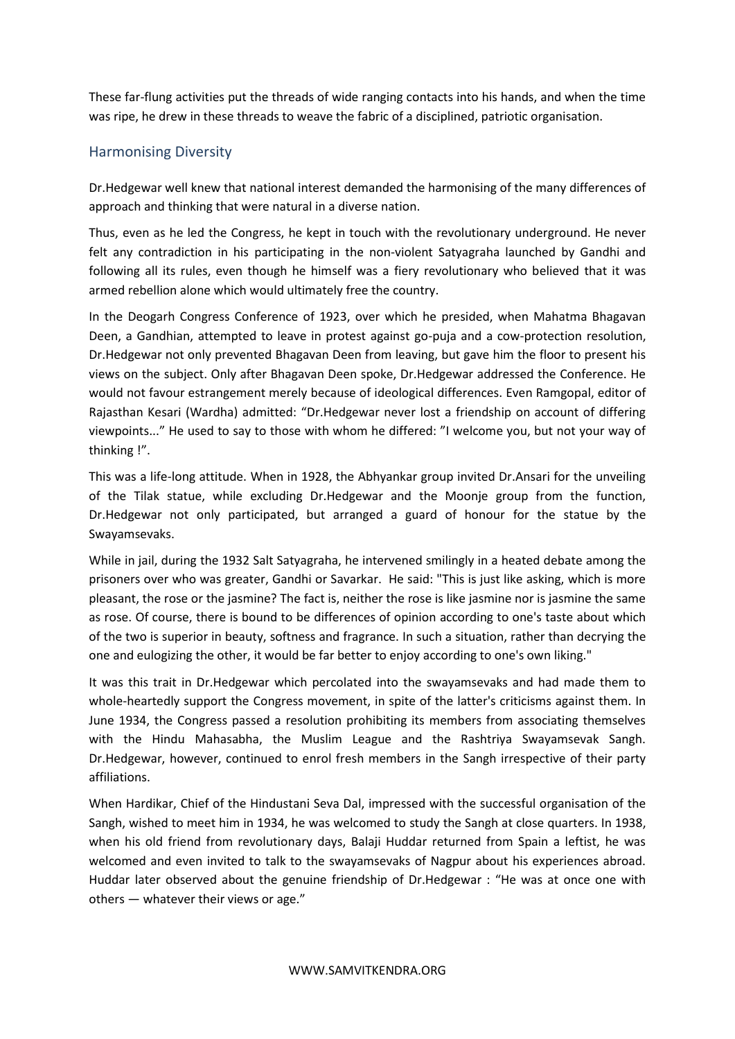These far-flung activities put the threads of wide ranging contacts into his hands, and when the time was ripe, he drew in these threads to weave the fabric of a disciplined, patriotic organisation.

## Harmonising Diversity

Dr.Hedgewar well knew that national interest demanded the harmonising of the many differences of approach and thinking that were natural in a diverse nation.

Thus, even as he led the Congress, he kept in touch with the revolutionary underground. He never felt any contradiction in his participating in the non-violent Satyagraha launched by Gandhi and following all its rules, even though he himself was a fiery revolutionary who believed that it was armed rebellion alone which would ultimately free the country.

In the Deogarh Congress Conference of 1923, over which he presided, when Mahatma Bhagavan Deen, a Gandhian, attempted to leave in protest against go-puja and a cow-protection resolution, Dr.Hedgewar not only prevented Bhagavan Deen from leaving, but gave him the floor to present his views on the subject. Only after Bhagavan Deen spoke, Dr.Hedgewar addressed the Conference. He would not favour estrangement merely because of ideological differences. Even Ramgopal, editor of Rajasthan Kesari (Wardha) admitted: "Dr.Hedgewar never lost a friendship on account of differing viewpoints..." He used to say to those with whom he differed: "I welcome you, but not your way of thinking !".

This was a life-long attitude. When in 1928, the Abhyankar group invited Dr.Ansari for the unveiling of the Tilak statue, while excluding Dr.Hedgewar and the Moonje group from the function, Dr.Hedgewar not only participated, but arranged a guard of honour for the statue by the Swayamsevaks.

While in jail, during the 1932 Salt Satyagraha, he intervened smilingly in a heated debate among the prisoners over who was greater, Gandhi or Savarkar. He said: "This is just like asking, which is more pleasant, the rose or the jasmine? The fact is, neither the rose is like jasmine nor is jasmine the same as rose. Of course, there is bound to be differences of opinion according to one's taste about which of the two is superior in beauty, softness and fragrance. In such a situation, rather than decrying the one and eulogizing the other, it would be far better to enjoy according to one's own liking."

It was this trait in Dr.Hedgewar which percolated into the swayamsevaks and had made them to whole-heartedly support the Congress movement, in spite of the latter's criticisms against them. In June 1934, the Congress passed a resolution prohibiting its members from associating themselves with the Hindu Mahasabha, the Muslim League and the Rashtriya Swayamsevak Sangh. Dr.Hedgewar, however, continued to enrol fresh members in the Sangh irrespective of their party affiliations.

When Hardikar, Chief of the Hindustani Seva Dal, impressed with the successful organisation of the Sangh, wished to meet him in 1934, he was welcomed to study the Sangh at close quarters. In 1938, when his old friend from revolutionary days, Balaji Huddar returned from Spain a leftist, he was welcomed and even invited to talk to the swayamsevaks of Nagpur about his experiences abroad. Huddar later observed about the genuine friendship of Dr.Hedgewar : "He was at once one with others — whatever their views or age."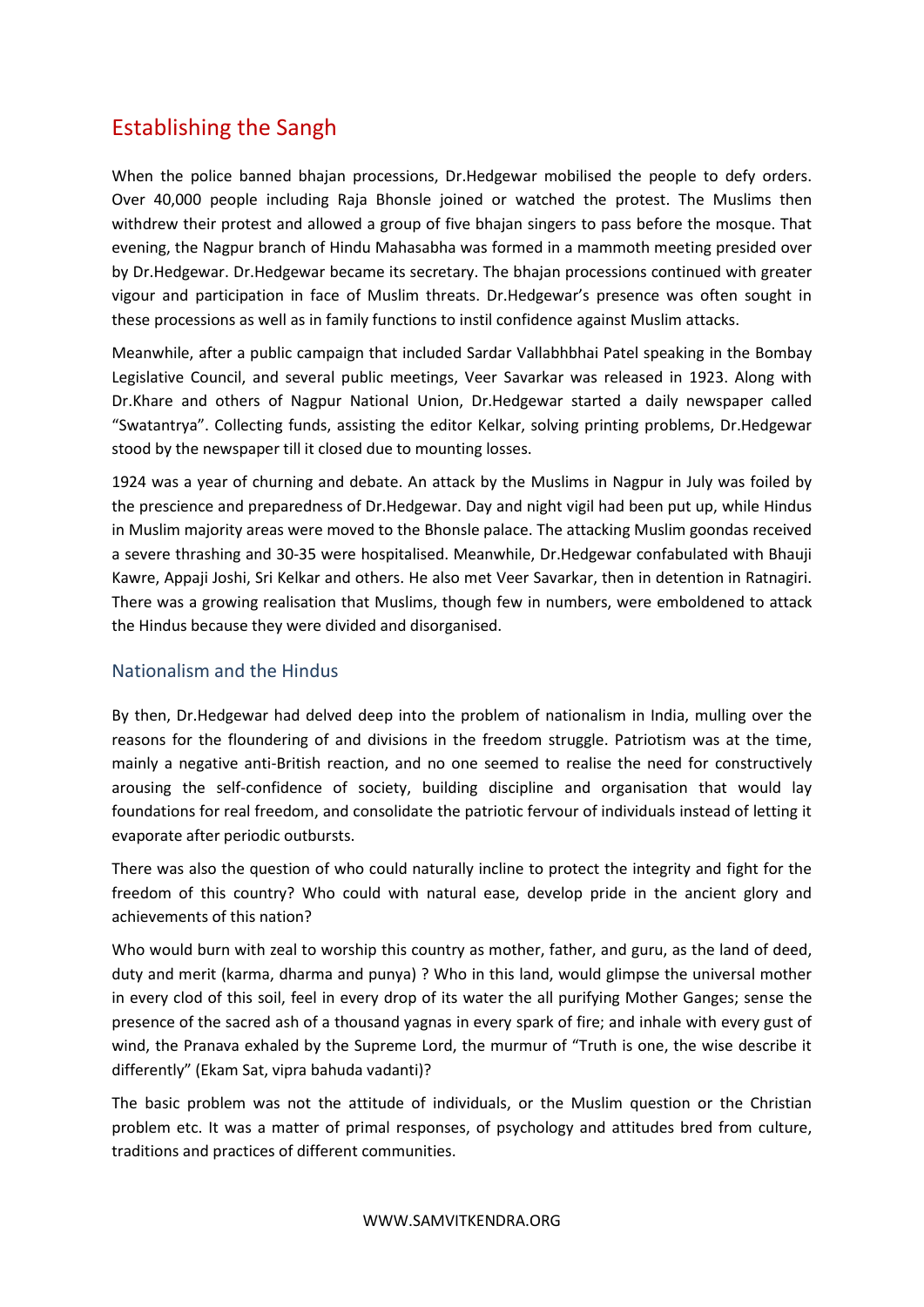## Establishing the Sangh

When the police banned bhajan processions, Dr.Hedgewar mobilised the people to defy orders. Over 40,000 people including Raja Bhonsle joined or watched the protest. The Muslims then withdrew their protest and allowed a group of five bhajan singers to pass before the mosque. That evening, the Nagpur branch of Hindu Mahasabha was formed in a mammoth meeting presided over by Dr.Hedgewar. Dr.Hedgewar became its secretary. The bhajan processions continued with greater vigour and participation in face of Muslim threats. Dr.Hedgewar's presence was often sought in these processions as well as in family functions to instil confidence against Muslim attacks.

Meanwhile, after a public campaign that included Sardar Vallabhbhai Patel speaking in the Bombay Legislative Council, and several public meetings, Veer Savarkar was released in 1923. Along with Dr.Khare and others of Nagpur National Union, Dr.Hedgewar started a daily newspaper called "Swatantrya". Collecting funds, assisting the editor Kelkar, solving printing problems, Dr.Hedgewar stood by the newspaper till it closed due to mounting losses.

1924 was a year of churning and debate. An attack by the Muslims in Nagpur in July was foiled by the prescience and preparedness of Dr.Hedgewar. Day and night vigil had been put up, while Hindus in Muslim majority areas were moved to the Bhonsle palace. The attacking Muslim goondas received a severe thrashing and 30-35 were hospitalised. Meanwhile, Dr.Hedgewar confabulated with Bhauji Kawre, Appaji Joshi, Sri Kelkar and others. He also met Veer Savarkar, then in detention in Ratnagiri. There was a growing realisation that Muslims, though few in numbers, were emboldened to attack the Hindus because they were divided and disorganised.

### Nationalism and the Hindus

By then, Dr.Hedgewar had delved deep into the problem of nationalism in India, mulling over the reasons for the floundering of and divisions in the freedom struggle. Patriotism was at the time, mainly a negative anti-British reaction, and no one seemed to realise the need for constructively arousing the self-confidence of society, building discipline and organisation that would lay foundations for real freedom, and consolidate the patriotic fervour of individuals instead of letting it evaporate after periodic outbursts.

There was also the question of who could naturally incline to protect the integrity and fight for the freedom of this country? Who could with natural ease, develop pride in the ancient glory and achievements of this nation?

Who would burn with zeal to worship this country as mother, father, and guru, as the land of deed, duty and merit (karma, dharma and punya) ? Who in this land, would glimpse the universal mother in every clod of this soil, feel in every drop of its water the all purifying Mother Ganges; sense the presence of the sacred ash of a thousand yagnas in every spark of fire; and inhale with every gust of wind, the Pranava exhaled by the Supreme Lord, the murmur of "Truth is one, the wise describe it differently" (Ekam Sat, vipra bahuda vadanti)?

The basic problem was not the attitude of individuals, or the Muslim question or the Christian problem etc. It was a matter of primal responses, of psychology and attitudes bred from culture, traditions and practices of different communities.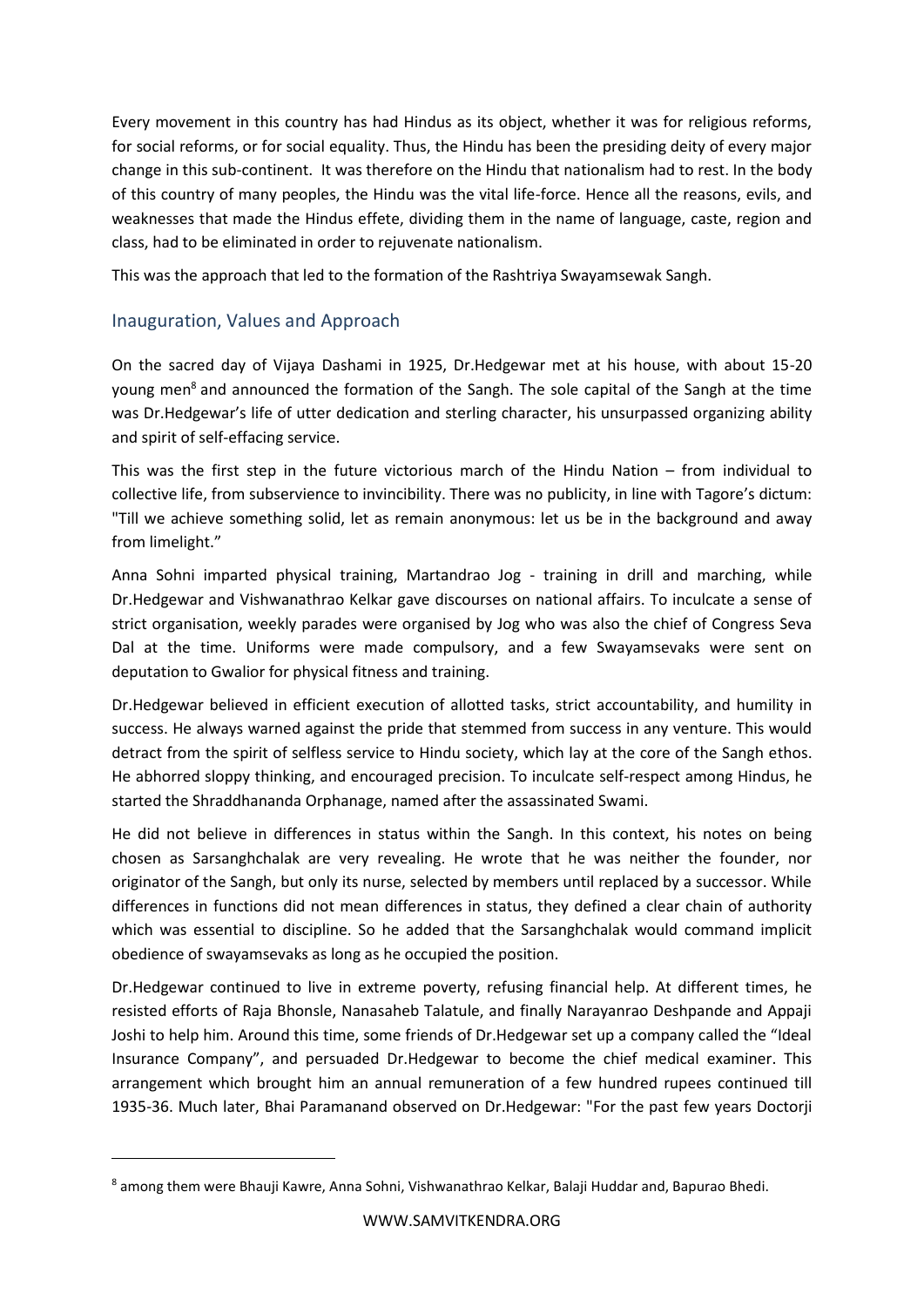Every movement in this country has had Hindus as its object, whether it was for religious reforms, for social reforms, or for social equality. Thus, the Hindu has been the presiding deity of every major change in this sub-continent. It was therefore on the Hindu that nationalism had to rest. In the body of this country of many peoples, the Hindu was the vital life-force. Hence all the reasons, evils, and weaknesses that made the Hindus effete, dividing them in the name of language, caste, region and class, had to be eliminated in order to rejuvenate nationalism.

This was the approach that led to the formation of the Rashtriya Swayamsewak Sangh.

## Inauguration, Values and Approach

On the sacred day of Vijaya Dashami in 1925, Dr.Hedgewar met at his house, with about 15-20 young men[8] and announced the formation of the Sangh. The sole capital of the Sangh at the time was Dr.Hedgewar's life of utter dedication and sterling character, his unsurpassed organizing ability and spirit of self-effacing service.

This was the first step in the future victorious march of the Hindu Nation – from individual to collective life, from subservience to invincibility. There was no publicity, in line with Tagore's dictum: "Till we achieve something solid, let as remain anonymous: let us be in the background and away from limelight."

Anna Sohni imparted physical training, Martandrao Jog - training in drill and marching, while Dr.Hedgewar and Vishwanathrao Kelkar gave discourses on national affairs. To inculcate a sense of strict organisation, weekly parades were organised by Jog who was also the chief of Congress Seva Dal at the time. Uniforms were made compulsory, and a few Swayamsevaks were sent on deputation to Gwalior for physical fitness and training.

Dr.Hedgewar believed in efficient execution of allotted tasks, strict accountability, and humility in success. He always warned against the pride that stemmed from success in any venture. This would detract from the spirit of selfless service to Hindu society, which lay at the core of the Sangh ethos. He abhorred sloppy thinking, and encouraged precision. To inculcate self-respect among Hindus, he started the Shraddhananda Orphanage, named after the assassinated Swami.

He did not believe in differences in status within the Sangh. In this context, his notes on being chosen as Sarsanghchalak are very revealing. He wrote that he was neither the founder, nor originator of the Sangh, but only its nurse, selected by members until replaced by a successor. While differences in functions did not mean differences in status, they defined a clear chain of authority which was essential to discipline. So he added that the Sarsanghchalak would command implicit obedience of swayamsevaks as long as he occupied the position.

Dr.Hedgewar continued to live in extreme poverty, refusing financial help. At different times, he resisted efforts of Raja Bhonsle, Nanasaheb Talatule, and finally Narayanrao Deshpande and Appaji Joshi to help him. Around this time, some friends of Dr.Hedgewar set up a company called the "Ideal Insurance Company", and persuaded Dr.Hedgewar to become the chief medical examiner. This arrangement which brought him an annual remuneration of a few hundred rupees continued till 1935-36. Much later, Bhai Paramanand observed on Dr.Hedgewar: "For the past few years Doctorji

---

[8] among them were Bhauji Kawre, Anna Sohni, Vishwanathrao Kelkar, Balaji Huddar and, Bapurao Bhedi.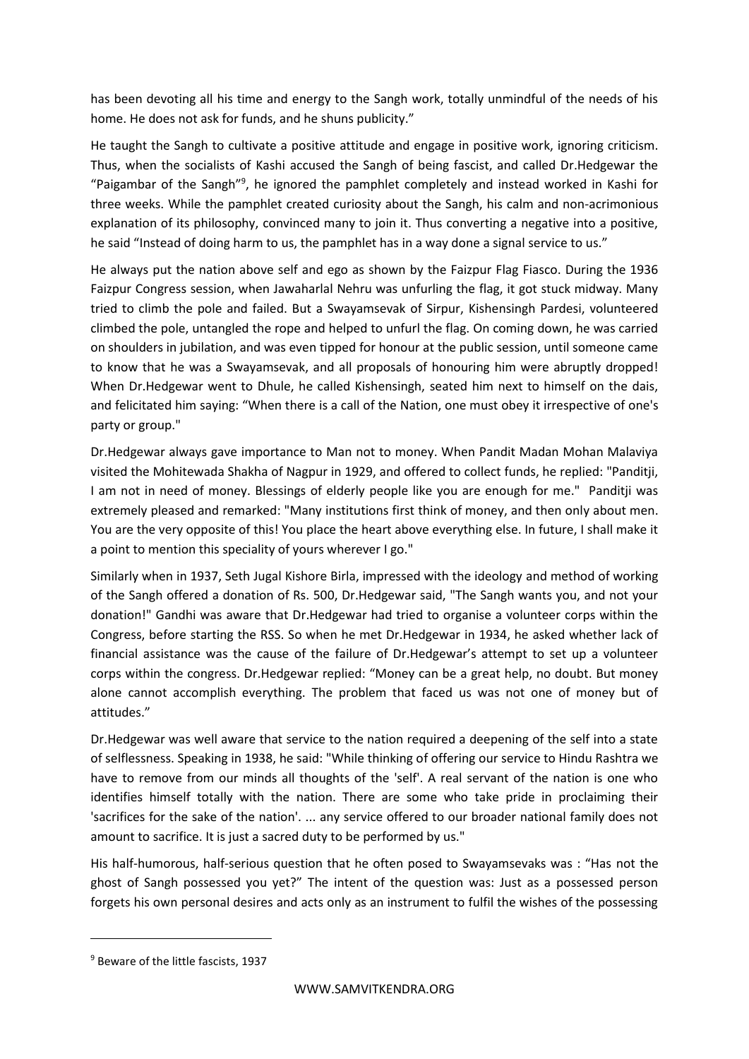has been devoting all his time and energy to the Sangh work, totally unmindful of the needs of his home. He does not ask for funds, and he shuns publicity."

He taught the Sangh to cultivate a positive attitude and engage in positive work, ignoring criticism. Thus, when the socialists of Kashi accused the Sangh of being fascist, and called Dr.Hedgewar the "Paigambar of the Sangh"[9], he ignored the pamphlet completely and instead worked in Kashi for three weeks. While the pamphlet created curiosity about the Sangh, his calm and non-acrimonious explanation of its philosophy, convinced many to join it. Thus converting a negative into a positive, he said "Instead of doing harm to us, the pamphlet has in a way done a signal service to us."

He always put the nation above self and ego as shown by the Faizpur Flag Fiasco. During the 1936 Faizpur Congress session, when Jawaharlal Nehru was unfurling the flag, it got stuck midway. Many tried to climb the pole and failed. But a Swayamsevak of Sirpur, Kishensingh Pardesi, volunteered climbed the pole, untangled the rope and helped to unfurl the flag. On coming down, he was carried on shoulders in jubilation, and was even tipped for honour at the public session, until someone came to know that he was a Swayamsevak, and all proposals of honouring him were abruptly dropped! When Dr.Hedgewar went to Dhule, he called Kishensingh, seated him next to himself on the dais, and felicitated him saying: "When there is a call of the Nation, one must obey it irrespective of one's party or group."

Dr.Hedgewar always gave importance to Man not to money. When Pandit Madan Mohan Malaviya visited the Mohitewada Shakha of Nagpur in 1929, and offered to collect funds, he replied: "Panditji, I am not in need of money. Blessings of elderly people like you are enough for me." Panditji was extremely pleased and remarked: "Many institutions first think of money, and then only about men. You are the very opposite of this! You place the heart above everything else. In future, I shall make it a point to mention this speciality of yours wherever I go."

Similarly when in 1937, Seth Jugal Kishore Birla, impressed with the ideology and method of working of the Sangh offered a donation of Rs. 500, Dr.Hedgewar said, "The Sangh wants you, and not your donation!" Gandhi was aware that Dr.Hedgewar had tried to organise a volunteer corps within the Congress, before starting the RSS. So when he met Dr.Hedgewar in 1934, he asked whether lack of financial assistance was the cause of the failure of Dr.Hedgewar's attempt to set up a volunteer corps within the congress. Dr.Hedgewar replied: "Money can be a great help, no doubt. But money alone cannot accomplish everything. The problem that faced us was not one of money but of attitudes."

Dr.Hedgewar was well aware that service to the nation required a deepening of the self into a state of selflessness. Speaking in 1938, he said: "While thinking of offering our service to Hindu Rashtra we have to remove from our minds all thoughts of the 'self'. A real servant of the nation is one who identifies himself totally with the nation. There are some who take pride in proclaiming their 'sacrifices for the sake of the nation'. ... any service offered to our broader national family does not amount to sacrifice. It is just a sacred duty to be performed by us."

His half-humorous, half-serious question that he often posed to Swayamsevaks was : "Has not the ghost of Sangh possessed you yet?" The intent of the question was: Just as a possessed person forgets his own personal desires and acts only as an instrument to fulfil the wishes of the possessing

[9] Beware of the little fascists, 1937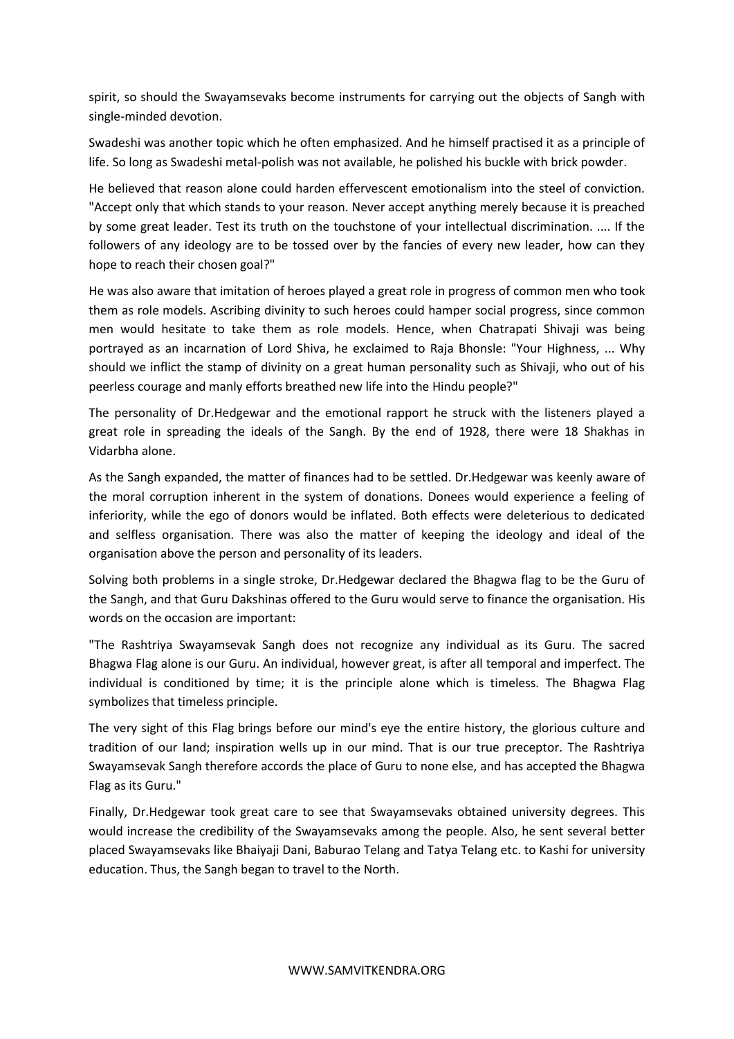spirit, so should the Swayamsevaks become instruments for carrying out the objects of Sangh with single-minded devotion.

Swadeshi was another topic which he often emphasized. And he himself practised it as a principle of life. So long as Swadeshi metal-polish was not available, he polished his buckle with brick powder.

He believed that reason alone could harden effervescent emotionalism into the steel of conviction. "Accept only that which stands to your reason. Never accept anything merely because it is preached by some great leader. Test its truth on the touchstone of your intellectual discrimination. .... If the followers of any ideology are to be tossed over by the fancies of every new leader, how can they hope to reach their chosen goal?"

He was also aware that imitation of heroes played a great role in progress of common men who took them as role models. Ascribing divinity to such heroes could hamper social progress, since common men would hesitate to take them as role models. Hence, when Chatrapati Shivaji was being portrayed as an incarnation of Lord Shiva, he exclaimed to Raja Bhonsle: "Your Highness, ... Why should we inflict the stamp of divinity on a great human personality such as Shivaji, who out of his peerless courage and manly efforts breathed new life into the Hindu people?"

The personality of Dr.Hedgewar and the emotional rapport he struck with the listeners played a great role in spreading the ideals of the Sangh. By the end of 1928, there were 18 Shakhas in Vidarbha alone.

As the Sangh expanded, the matter of finances had to be settled. Dr.Hedgewar was keenly aware of the moral corruption inherent in the system of donations. Donees would experience a feeling of inferiority, while the ego of donors would be inflated. Both effects were deleterious to dedicated and selfless organisation. There was also the matter of keeping the ideology and ideal of the organisation above the person and personality of its leaders.

Solving both problems in a single stroke, Dr.Hedgewar declared the Bhagwa flag to be the Guru of the Sangh, and that Guru Dakshinas offered to the Guru would serve to finance the organisation. His words on the occasion are important:

"The Rashtriya Swayamsevak Sangh does not recognize any individual as its Guru. The sacred Bhagwa Flag alone is our Guru. An individual, however great, is after all temporal and imperfect. The individual is conditioned by time; it is the principle alone which is timeless. The Bhagwa Flag symbolizes that timeless principle.

The very sight of this Flag brings before our mind's eye the entire history, the glorious culture and tradition of our land; inspiration wells up in our mind. That is our true preceptor. The Rashtriya Swayamsevak Sangh therefore accords the place of Guru to none else, and has accepted the Bhagwa Flag as its Guru."

Finally, Dr.Hedgewar took great care to see that Swayamsevaks obtained university degrees. This would increase the credibility of the Swayamsevaks among the people. Also, he sent several better placed Swayamsevaks like Bhaiyaji Dani, Baburao Telang and Tatya Telang etc. to Kashi for university education. Thus, the Sangh began to travel to the North.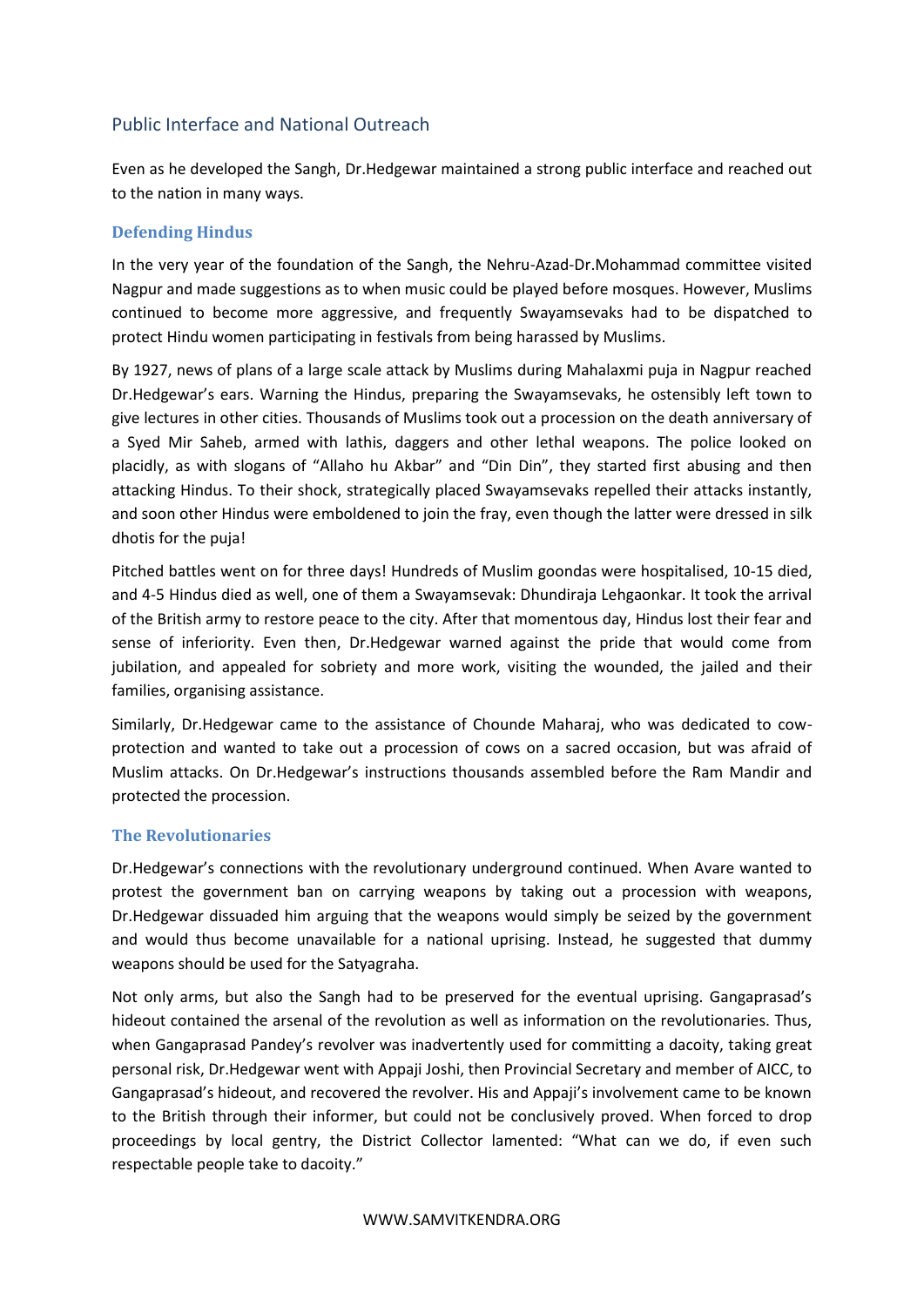## Public Interface and National Outreach

Even as he developed the Sangh, Dr.Hedgewar maintained a strong public interface and reached out to the nation in many ways.

### Defending Hindus

In the very year of the foundation of the Sangh, the Nehru-Azad-Dr.Mohammad committee visited Nagpur and made suggestions as to when music could be played before mosques. However, Muslims continued to become more aggressive, and frequently Swayamsevaks had to be dispatched to protect Hindu women participating in festivals from being harassed by Muslims.

By 1927, news of plans of a large scale attack by Muslims during Mahalaxmi puja in Nagpur reached Dr.Hedgewar's ears. Warning the Hindus, preparing the Swayamsevaks, he ostensibly left town to give lectures in other cities. Thousands of Muslims took out a procession on the death anniversary of a Syed Mir Saheb, armed with lathis, daggers and other lethal weapons. The police looked on placidly, as with slogans of "Allaho hu Akbar" and "Din Din", they started first abusing and then attacking Hindus. To their shock, strategically placed Swayamsevaks repelled their attacks instantly, and soon other Hindus were emboldened to join the fray, even though the latter were dressed in silk dhotis for the puja!

Pitched battles went on for three days! Hundreds of Muslim goondas were hospitalised, 10-15 died, and 4-5 Hindus died as well, one of them a Swayamsevak: Dhundiraja Lehgaonkar. It took the arrival of the British army to restore peace to the city. After that momentous day, Hindus lost their fear and sense of inferiority. Even then, Dr.Hedgewar warned against the pride that would come from jubilation, and appealed for sobriety and more work, visiting the wounded, the jailed and their families, organising assistance.

Similarly, Dr.Hedgewar came to the assistance of Chounde Maharaj, who was dedicated to cow-protection and wanted to take out a procession of cows on a sacred occasion, but was afraid of Muslim attacks. On Dr.Hedgewar's instructions thousands assembled before the Ram Mandir and protected the procession.

### The Revolutionaries

Dr.Hedgewar's connections with the revolutionary underground continued. When Avare wanted to protest the government ban on carrying weapons by taking out a procession with weapons, Dr.Hedgewar dissuaded him arguing that the weapons would simply be seized by the government and would thus become unavailable for a national uprising. Instead, he suggested that dummy weapons should be used for the Satyagraha.

Not only arms, but also the Sangh had to be preserved for the eventual uprising. Gangaprasad's hideout contained the arsenal of the revolution as well as information on the revolutionaries. Thus, when Gangaprasad Pandey's revolver was inadvertently used for committing a dacoity, taking great personal risk, Dr.Hedgewar went with Appaji Joshi, then Provincial Secretary and member of AICC, to Gangaprasad's hideout, and recovered the revolver. His and Appaji's involvement came to be known to the British through their informer, but could not be conclusively proved. When forced to drop proceedings by local gentry, the District Collector lamented: "What can we do, if even such respectable people take to dacoity."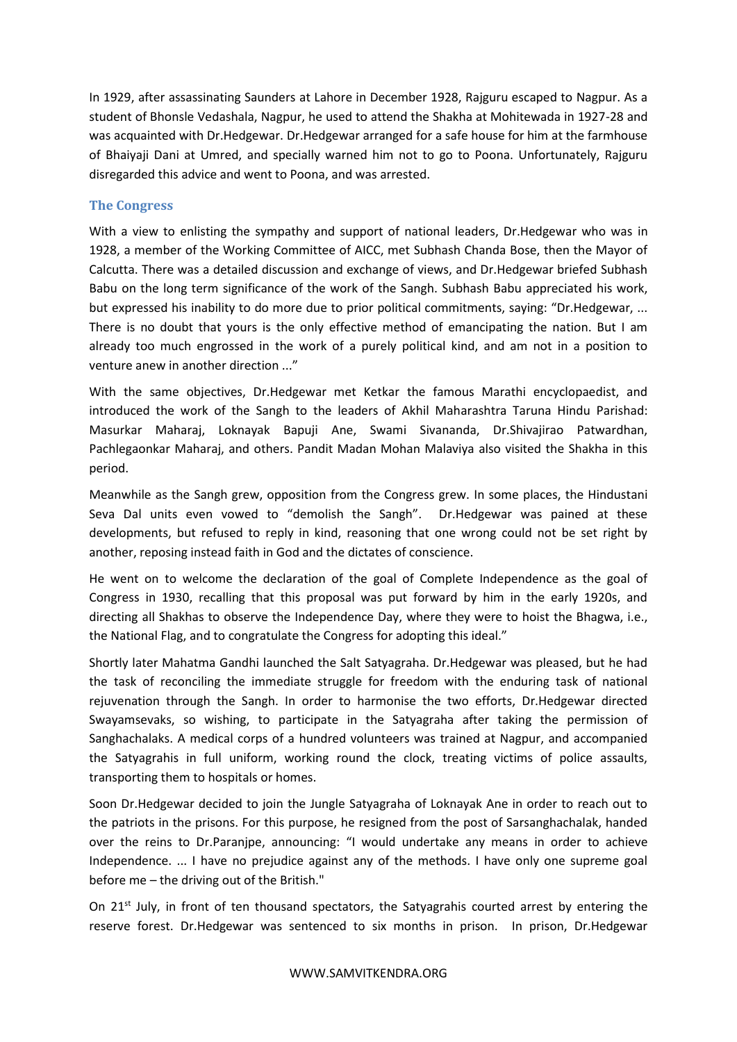In 1929, after assassinating Saunders at Lahore in December 1928, Rajguru escaped to Nagpur. As a student of Bhonsle Vedashala, Nagpur, he used to attend the Shakha at Mohitewada in 1927-28 and was acquainted with Dr.Hedgewar. Dr.Hedgewar arranged for a safe house for him at the farmhouse of Bhaiyaji Dani at Umred, and specially warned him not to go to Poona. Unfortunately, Rajguru disregarded this advice and went to Poona, and was arrested.

## The Congress

With a view to enlisting the sympathy and support of national leaders, Dr.Hedgewar who was in 1928, a member of the Working Committee of AICC, met Subhash Chanda Bose, then the Mayor of Calcutta. There was a detailed discussion and exchange of views, and Dr.Hedgewar briefed Subhash Babu on the long term significance of the work of the Sangh. Subhash Babu appreciated his work, but expressed his inability to do more due to prior political commitments, saying: "Dr.Hedgewar, ... There is no doubt that yours is the only effective method of emancipating the nation. But I am already too much engrossed in the work of a purely political kind, and am not in a position to venture anew in another direction ..."

With the same objectives, Dr.Hedgewar met Ketkar the famous Marathi encyclopaedist, and introduced the work of the Sangh to the leaders of Akhil Maharashtra Taruna Hindu Parishad: Masurkar Maharaj, Loknayak Bapuji Ane, Swami Sivananda, Dr.Shivajirao Patwardhan, Pachlegaonkar Maharaj, and others. Pandit Madan Mohan Malaviya also visited the Shakha in this period.

Meanwhile as the Sangh grew, opposition from the Congress grew. In some places, the Hindustani Seva Dal units even vowed to "demolish the Sangh". Dr.Hedgewar was pained at these developments, but refused to reply in kind, reasoning that one wrong could not be set right by another, reposing instead faith in God and the dictates of conscience.

He went on to welcome the declaration of the goal of Complete Independence as the goal of Congress in 1930, recalling that this proposal was put forward by him in the early 1920s, and directing all Shakhas to observe the Independence Day, where they were to hoist the Bhagwa, i.e., the National Flag, and to congratulate the Congress for adopting this ideal."

Shortly later Mahatma Gandhi launched the Salt Satyagraha. Dr.Hedgewar was pleased, but he had the task of reconciling the immediate struggle for freedom with the enduring task of national rejuvenation through the Sangh. In order to harmonise the two efforts, Dr.Hedgewar directed Swayamsevaks, so wishing, to participate in the Satyagraha after taking the permission of Sanghachalaks. A medical corps of a hundred volunteers was trained at Nagpur, and accompanied the Satyagrahis in full uniform, working round the clock, treating victims of police assaults, transporting them to hospitals or homes.

Soon Dr.Hedgewar decided to join the Jungle Satyagraha of Loknayak Ane in order to reach out to the patriots in the prisons. For this purpose, he resigned from the post of Sarsanghachalak, handed over the reins to Dr.Paranjpe, announcing: "I would undertake any means in order to achieve Independence. ... I have no prejudice against any of the methods. I have only one supreme goal before me – the driving out of the British."

On 21st July, in front of ten thousand spectators, the Satyagrahis courted arrest by entering the reserve forest. Dr.Hedgewar was sentenced to six months in prison. In prison, Dr.Hedgewar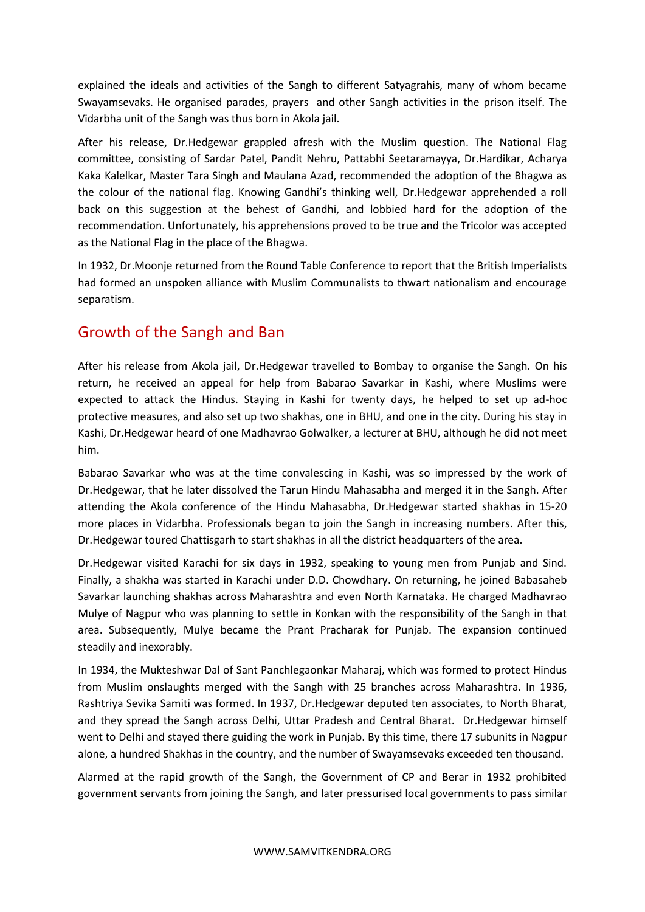explained the ideals and activities of the Sangh to different Satyagrahis, many of whom became Swayamsevaks. He organised parades, prayers and other Sangh activities in the prison itself. The Vidarbha unit of the Sangh was thus born in Akola jail.

After his release, Dr.Hedgewar grappled afresh with the Muslim question. The National Flag committee, consisting of Sardar Patel, Pandit Nehru, Pattabhi Seetaramayya, Dr.Hardikar, Acharya Kaka Kalelkar, Master Tara Singh and Maulana Azad, recommended the adoption of the Bhagwa as the colour of the national flag. Knowing Gandhi's thinking well, Dr.Hedgewar apprehended a roll back on this suggestion at the behest of Gandhi, and lobbied hard for the adoption of the recommendation. Unfortunately, his apprehensions proved to be true and the Tricolor was accepted as the National Flag in the place of the Bhagwa.

In 1932, Dr.Moonje returned from the Round Table Conference to report that the British Imperialists had formed an unspoken alliance with Muslim Communalists to thwart nationalism and encourage separatism.

## Growth of the Sangh and Ban

After his release from Akola jail, Dr.Hedgewar travelled to Bombay to organise the Sangh. On his return, he received an appeal for help from Babarao Savarkar in Kashi, where Muslims were expected to attack the Hindus. Staying in Kashi for twenty days, he helped to set up ad-hoc protective measures, and also set up two shakhas, one in BHU, and one in the city. During his stay in Kashi, Dr.Hedgewar heard of one Madhavrao Golwalker, a lecturer at BHU, although he did not meet him.

Babarao Savarkar who was at the time convalescing in Kashi, was so impressed by the work of Dr.Hedgewar, that he later dissolved the Tarun Hindu Mahasabha and merged it in the Sangh. After attending the Akola conference of the Hindu Mahasabha, Dr.Hedgewar started shakhas in 15-20 more places in Vidarbha. Professionals began to join the Sangh in increasing numbers. After this, Dr.Hedgewar toured Chattisgarh to start shakhas in all the district headquarters of the area.

Dr.Hedgewar visited Karachi for six days in 1932, speaking to young men from Punjab and Sind. Finally, a shakha was started in Karachi under D.D. Chowdhary. On returning, he joined Babasaheb Savarkar launching shakhas across Maharashtra and even North Karnataka. He charged Madhavrao Mulye of Nagpur who was planning to settle in Konkan with the responsibility of the Sangh in that area. Subsequently, Mulye became the Prant Pracharak for Punjab. The expansion continued steadily and inexorably.

In 1934, the Mukteshwar Dal of Sant Panchlegaonkar Maharaj, which was formed to protect Hindus from Muslim onslaughts merged with the Sangh with 25 branches across Maharashtra. In 1936, Rashtriya Sevika Samiti was formed. In 1937, Dr.Hedgewar deputed ten associates, to North Bharat, and they spread the Sangh across Delhi, Uttar Pradesh and Central Bharat. Dr.Hedgewar himself went to Delhi and stayed there guiding the work in Punjab. By this time, there 17 subunits in Nagpur alone, a hundred Shakhas in the country, and the number of Swayamsevaks exceeded ten thousand.

Alarmed at the rapid growth of the Sangh, the Government of CP and Berar in 1932 prohibited government servants from joining the Sangh, and later pressurised local governments to pass similar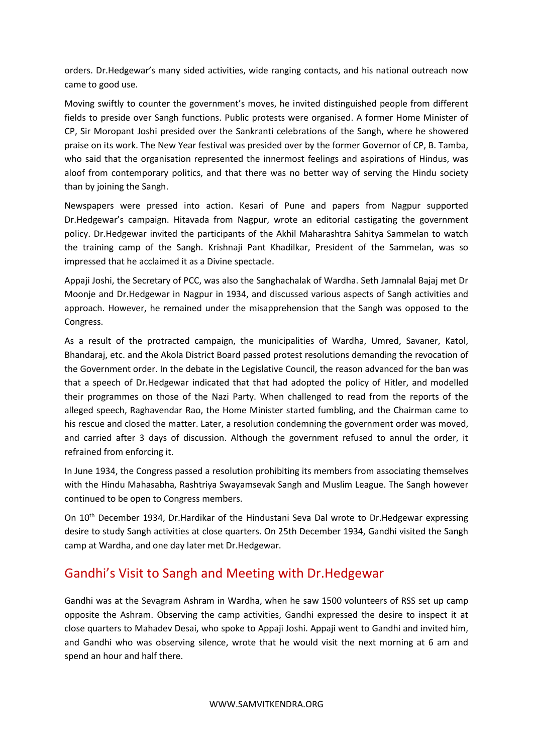orders. Dr.Hedgewar's many sided activities, wide ranging contacts, and his national outreach now came to good use.

Moving swiftly to counter the government's moves, he invited distinguished people from different fields to preside over Sangh functions. Public protests were organised. A former Home Minister of CP, Sir Moropant Joshi presided over the Sankranti celebrations of the Sangh, where he showered praise on its work. The New Year festival was presided over by the former Governor of CP, B. Tamba, who said that the organisation represented the innermost feelings and aspirations of Hindus, was aloof from contemporary politics, and that there was no better way of serving the Hindu society than by joining the Sangh.

Newspapers were pressed into action. Kesari of Pune and papers from Nagpur supported Dr.Hedgewar's campaign. Hitavada from Nagpur, wrote an editorial castigating the government policy. Dr.Hedgewar invited the participants of the Akhil Maharashtra Sahitya Sammelan to watch the training camp of the Sangh. Krishnaji Pant Khadilkar, President of the Sammelan, was so impressed that he acclaimed it as a Divine spectacle.

Appaji Joshi, the Secretary of PCC, was also the Sanghachalak of Wardha. Seth Jamnalal Bajaj met Dr Moonje and Dr.Hedgewar in Nagpur in 1934, and discussed various aspects of Sangh activities and approach. However, he remained under the misapprehension that the Sangh was opposed to the Congress.

As a result of the protracted campaign, the municipalities of Wardha, Umred, Savaner, Katol, Bhandaraj, etc. and the Akola District Board passed protest resolutions demanding the revocation of the Government order. In the debate in the Legislative Council, the reason advanced for the ban was that a speech of Dr.Hedgewar indicated that that had adopted the policy of Hitler, and modelled their programmes on those of the Nazi Party. When challenged to read from the reports of the alleged speech, Raghavendar Rao, the Home Minister started fumbling, and the Chairman came to his rescue and closed the matter. Later, a resolution condemning the government order was moved, and carried after 3 days of discussion. Although the government refused to annul the order, it refrained from enforcing it.

In June 1934, the Congress passed a resolution prohibiting its members from associating themselves with the Hindu Mahasabha, Rashtriya Swayamsevak Sangh and Muslim League. The Sangh however continued to be open to Congress members.

On 10th December 1934, Dr.Hardikar of the Hindustani Seva Dal wrote to Dr.Hedgewar expressing desire to study Sangh activities at close quarters. On 25th December 1934, Gandhi visited the Sangh camp at Wardha, and one day later met Dr.Hedgewar.

## Gandhi's Visit to Sangh and Meeting with Dr.Hedgewar

Gandhi was at the Sevagram Ashram in Wardha, when he saw 1500 volunteers of RSS set up camp opposite the Ashram. Observing the camp activities, Gandhi expressed the desire to inspect it at close quarters to Mahadev Desai, who spoke to Appaji Joshi. Appaji went to Gandhi and invited him, and Gandhi who was observing silence, wrote that he would visit the next morning at 6 am and spend an hour and half there.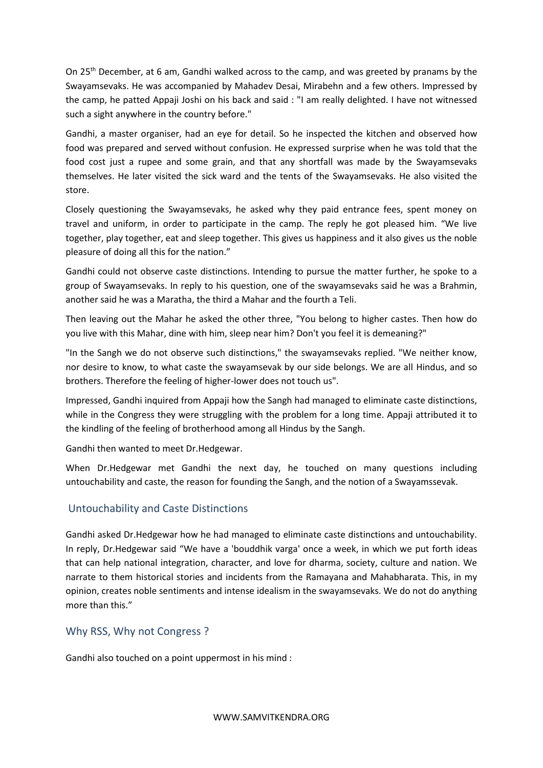On 25th December, at 6 am, Gandhi walked across to the camp, and was greeted by pranams by the Swayamsevaks. He was accompanied by Mahadev Desai, Mirabehn and a few others. Impressed by the camp, he patted Appaji Joshi on his back and said : "I am really delighted. I have not witnessed such a sight anywhere in the country before."

Gandhi, a master organiser, had an eye for detail. So he inspected the kitchen and observed how food was prepared and served without confusion. He expressed surprise when he was told that the food cost just a rupee and some grain, and that any shortfall was made by the Swayamsevaks themselves. He later visited the sick ward and the tents of the Swayamsevaks. He also visited the store.

Closely questioning the Swayamsevaks, he asked why they paid entrance fees, spent money on travel and uniform, in order to participate in the camp. The reply he got pleased him. "We live together, play together, eat and sleep together. This gives us happiness and it also gives us the noble pleasure of doing all this for the nation."

Gandhi could not observe caste distinctions. Intending to pursue the matter further, he spoke to a group of Swayamsevaks. In reply to his question, one of the swayamsevaks said he was a Brahmin, another said he was a Maratha, the third a Mahar and the fourth a Teli.

Then leaving out the Mahar he asked the other three, "You belong to higher castes. Then how do you live with this Mahar, dine with him, sleep near him? Don't you feel it is demeaning?"

"In the Sangh we do not observe such distinctions," the swayamsevaks replied. "We neither know, nor desire to know, to what caste the swayamsevak by our side belongs. We are all Hindus, and so brothers. Therefore the feeling of higher-lower does not touch us".

Impressed, Gandhi inquired from Appaji how the Sangh had managed to eliminate caste distinctions, while in the Congress they were struggling with the problem for a long time. Appaji attributed it to the kindling of the feeling of brotherhood among all Hindus by the Sangh.

Gandhi then wanted to meet Dr.Hedgewar.

When Dr.Hedgewar met Gandhi the next day, he touched on many questions including untouchability and caste, the reason for founding the Sangh, and the notion of a Swayamssevak.

## Untouchability and Caste Distinctions

Gandhi asked Dr.Hedgewar how he had managed to eliminate caste distinctions and untouchability. In reply, Dr.Hedgewar said "We have a 'bouddhik varga' once a week, in which we put forth ideas that can help national integration, character, and love for dharma, society, culture and nation. We narrate to them historical stories and incidents from the Ramayana and Mahabharata. This, in my opinion, creates noble sentiments and intense idealism in the swayamsevaks. We do not do anything more than this."

## Why RSS, Why not Congress ?

Gandhi also touched on a point uppermost in his mind :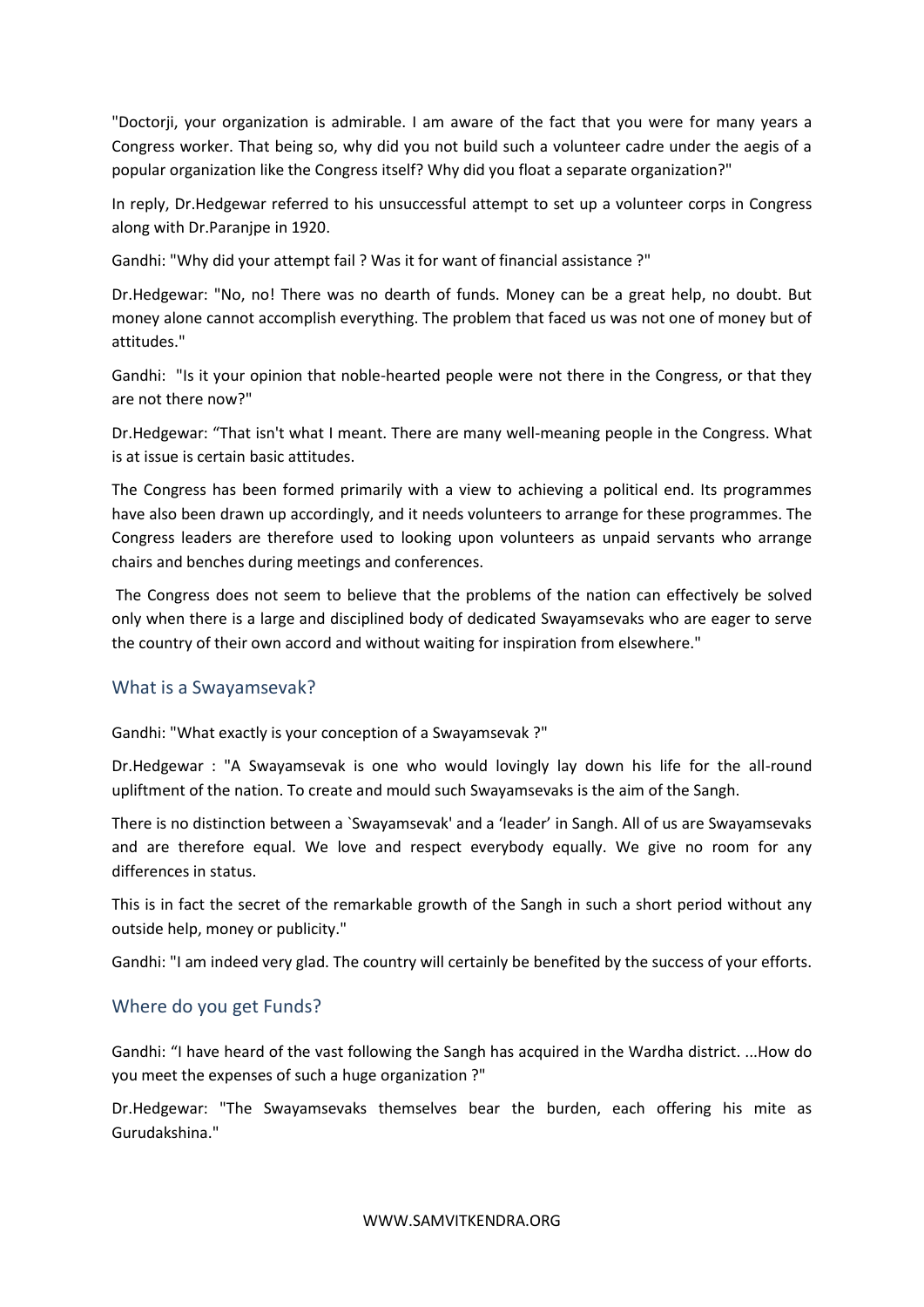"Doctorji, your organization is admirable. I am aware of the fact that you were for many years a Congress worker. That being so, why did you not build such a volunteer cadre under the aegis of a popular organization like the Congress itself? Why did you float a separate organization?"

In reply, Dr.Hedgewar referred to his unsuccessful attempt to set up a volunteer corps in Congress along with Dr.Paranjpe in 1920.

Gandhi: "Why did your attempt fail ? Was it for want of financial assistance ?"

Dr.Hedgewar: "No, no! There was no dearth of funds. Money can be a great help, no doubt. But money alone cannot accomplish everything. The problem that faced us was not one of money but of attitudes."

Gandhi: "Is it your opinion that noble-hearted people were not there in the Congress, or that they are not there now?"

Dr.Hedgewar: "That isn't what I meant. There are many well-meaning people in the Congress. What is at issue is certain basic attitudes.

The Congress has been formed primarily with a view to achieving a political end. Its programmes have also been drawn up accordingly, and it needs volunteers to arrange for these programmes. The Congress leaders are therefore used to looking upon volunteers as unpaid servants who arrange chairs and benches during meetings and conferences.

The Congress does not seem to believe that the problems of the nation can effectively be solved only when there is a large and disciplined body of dedicated Swayamsevaks who are eager to serve the country of their own accord and without waiting for inspiration from elsewhere."

## What is a Swayamsevak?

Gandhi: "What exactly is your conception of a Swayamsevak ?"

Dr.Hedgewar : "A Swayamsevak is one who would lovingly lay down his life for the all-round upliftment of the nation. To create and mould such Swayamsevaks is the aim of the Sangh.

There is no distinction between a `Swayamsevak' and a 'leader' in Sangh. All of us are Swayamsevaks and are therefore equal. We love and respect everybody equally. We give no room for any differences in status.

This is in fact the secret of the remarkable growth of the Sangh in such a short period without any outside help, money or publicity."

Gandhi: "I am indeed very glad. The country will certainly be benefited by the success of your efforts.

## Where do you get Funds?

Gandhi: "I have heard of the vast following the Sangh has acquired in the Wardha district. ...How do you meet the expenses of such a huge organization ?"

Dr.Hedgewar: "The Swayamsevaks themselves bear the burden, each offering his mite as Gurudakshina."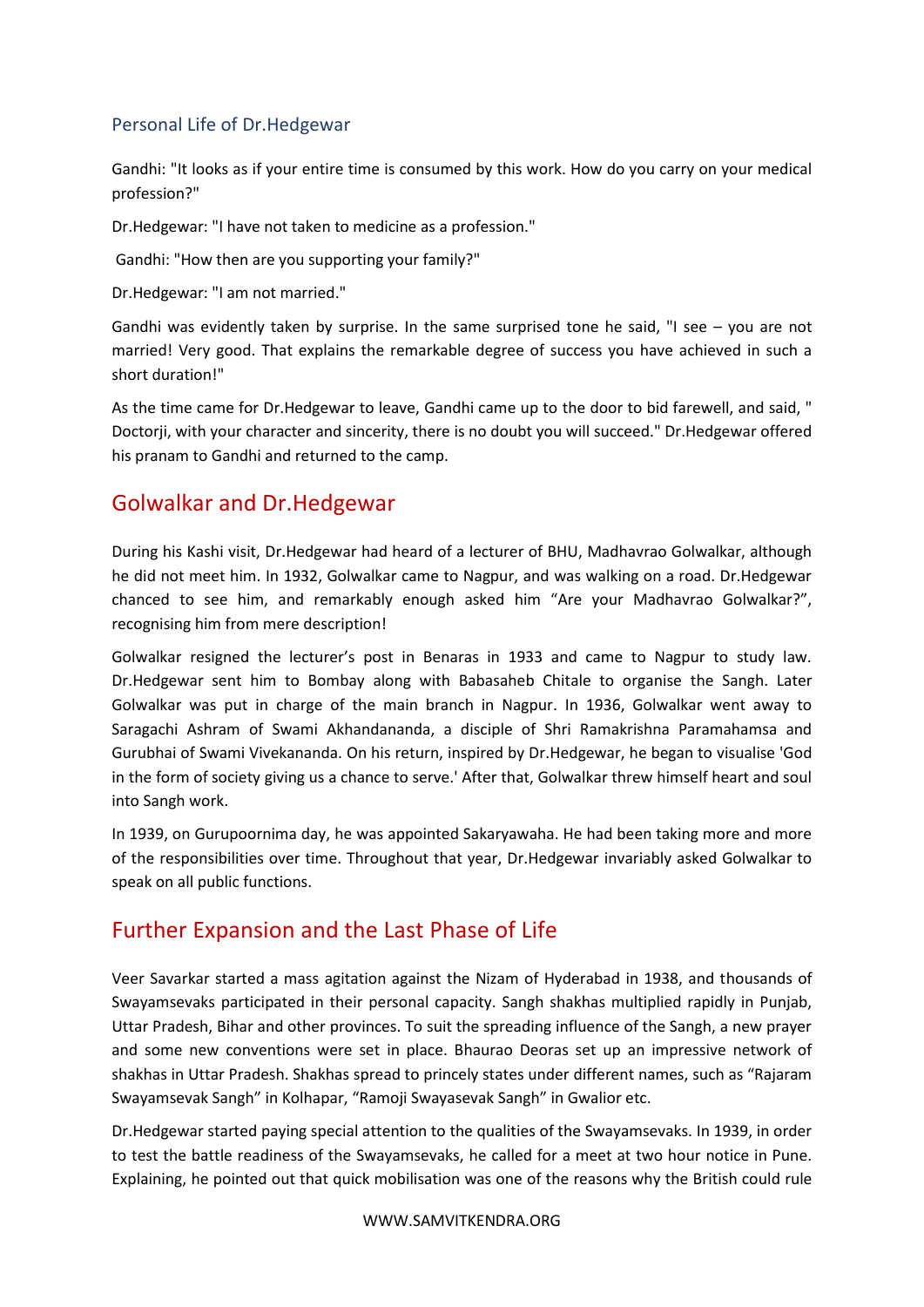### Personal Life of Dr.Hedgewar

Gandhi: "It looks as if your entire time is consumed by this work. How do you carry on your medical profession?"

Dr.Hedgewar: "I have not taken to medicine as a profession."

Gandhi: "How then are you supporting your family?"

Dr.Hedgewar: "I am not married."

Gandhi was evidently taken by surprise. In the same surprised tone he said, "I see – you are not married! Very good. That explains the remarkable degree of success you have achieved in such a short duration!"

As the time came for Dr.Hedgewar to leave, Gandhi came up to the door to bid farewell, and said, " Doctorji, with your character and sincerity, there is no doubt you will succeed." Dr.Hedgewar offered his pranam to Gandhi and returned to the camp.

## Golwalkar and Dr.Hedgewar

During his Kashi visit, Dr.Hedgewar had heard of a lecturer of BHU, Madhavrao Golwalkar, although he did not meet him. In 1932, Golwalkar came to Nagpur, and was walking on a road. Dr.Hedgewar chanced to see him, and remarkably enough asked him "Are your Madhavrao Golwalkar?", recognising him from mere description!

Golwalkar resigned the lecturer's post in Benaras in 1933 and came to Nagpur to study law. Dr.Hedgewar sent him to Bombay along with Babasaheb Chitale to organise the Sangh. Later Golwalkar was put in charge of the main branch in Nagpur. In 1936, Golwalkar went away to Saragachi Ashram of Swami Akhandananda, a disciple of Shri Ramakrishna Paramahamsa and Gurubhai of Swami Vivekananda. On his return, inspired by Dr.Hedgewar, he began to visualise 'God in the form of society giving us a chance to serve.' After that, Golwalkar threw himself heart and soul into Sangh work.

In 1939, on Gurupoornima day, he was appointed Sakaryawaha. He had been taking more and more of the responsibilities over time. Throughout that year, Dr.Hedgewar invariably asked Golwalkar to speak on all public functions.

## Further Expansion and the Last Phase of Life

Veer Savarkar started a mass agitation against the Nizam of Hyderabad in 1938, and thousands of Swayamsevaks participated in their personal capacity. Sangh shakhas multiplied rapidly in Punjab, Uttar Pradesh, Bihar and other provinces. To suit the spreading influence of the Sangh, a new prayer and some new conventions were set in place. Bhaurao Deoras set up an impressive network of shakhas in Uttar Pradesh. Shakhas spread to princely states under different names, such as "Rajaram Swayamsevak Sangh" in Kolhapar, "Ramoji Swayasevak Sangh" in Gwalior etc.

Dr.Hedgewar started paying special attention to the qualities of the Swayamsevaks. In 1939, in order to test the battle readiness of the Swayamsevaks, he called for a meet at two hour notice in Pune. Explaining, he pointed out that quick mobilisation was one of the reasons why the British could rule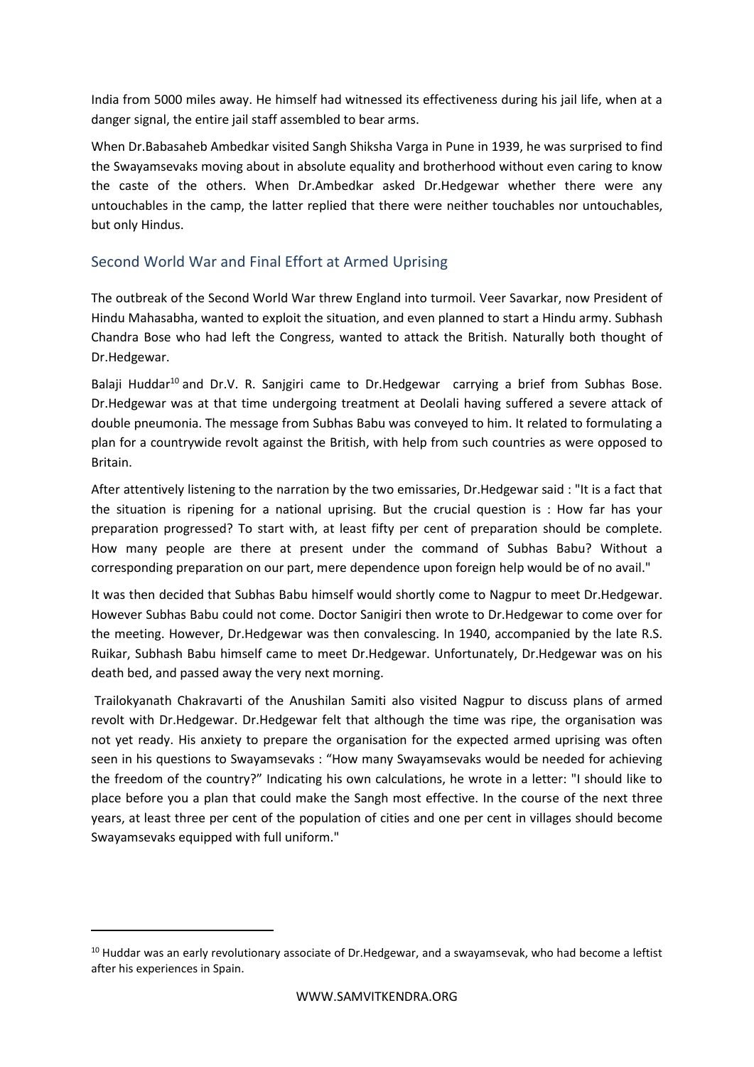India from 5000 miles away. He himself had witnessed its effectiveness during his jail life, when at a danger signal, the entire jail staff assembled to bear arms.

When Dr.Babasaheb Ambedkar visited Sangh Shiksha Varga in Pune in 1939, he was surprised to find the Swayamsevaks moving about in absolute equality and brotherhood without even caring to know the caste of the others. When Dr.Ambedkar asked Dr.Hedgewar whether there were any untouchables in the camp, the latter replied that there were neither touchables nor untouchables, but only Hindus.

## Second World War and Final Effort at Armed Uprising

The outbreak of the Second World War threw England into turmoil. Veer Savarkar, now President of Hindu Mahasabha, wanted to exploit the situation, and even planned to start a Hindu army. Subhash Chandra Bose who had left the Congress, wanted to attack the British. Naturally both thought of Dr.Hedgewar.

Balaji Huddar[10] and Dr.V. R. Sanjgiri came to Dr.Hedgewar carrying a brief from Subhas Bose. Dr.Hedgewar was at that time undergoing treatment at Deolali having suffered a severe attack of double pneumonia. The message from Subhas Babu was conveyed to him. It related to formulating a plan for a countrywide revolt against the British, with help from such countries as were opposed to Britain.

After attentively listening to the narration by the two emissaries, Dr.Hedgewar said : "It is a fact that the situation is ripening for a national uprising. But the crucial question is : How far has your preparation progressed? To start with, at least fifty per cent of preparation should be complete. How many people are there at present under the command of Subhas Babu? Without a corresponding preparation on our part, mere dependence upon foreign help would be of no avail."

It was then decided that Subhas Babu himself would shortly come to Nagpur to meet Dr.Hedgewar. However Subhas Babu could not come. Doctor Sanigiri then wrote to Dr.Hedgewar to come over for the meeting. However, Dr.Hedgewar was then convalescing. In 1940, accompanied by the late R.S. Ruikar, Subhash Babu himself came to meet Dr.Hedgewar. Unfortunately, Dr.Hedgewar was on his death bed, and passed away the very next morning.

Trailokyanath Chakravarti of the Anushilan Samiti also visited Nagpur to discuss plans of armed revolt with Dr.Hedgewar. Dr.Hedgewar felt that although the time was ripe, the organisation was not yet ready. His anxiety to prepare the organisation for the expected armed uprising was often seen in his questions to Swayamsevaks : "How many Swayamsevaks would be needed for achieving the freedom of the country?" Indicating his own calculations, he wrote in a letter: "I should like to place before you a plan that could make the Sangh most effective. In the course of the next three years, at least three per cent of the population of cities and one per cent in villages should become Swayamsevaks equipped with full uniform."

---

[10] Huddar was an early revolutionary associate of Dr.Hedgewar, and a swayamsevak, who had become a leftist after his experiences in Spain.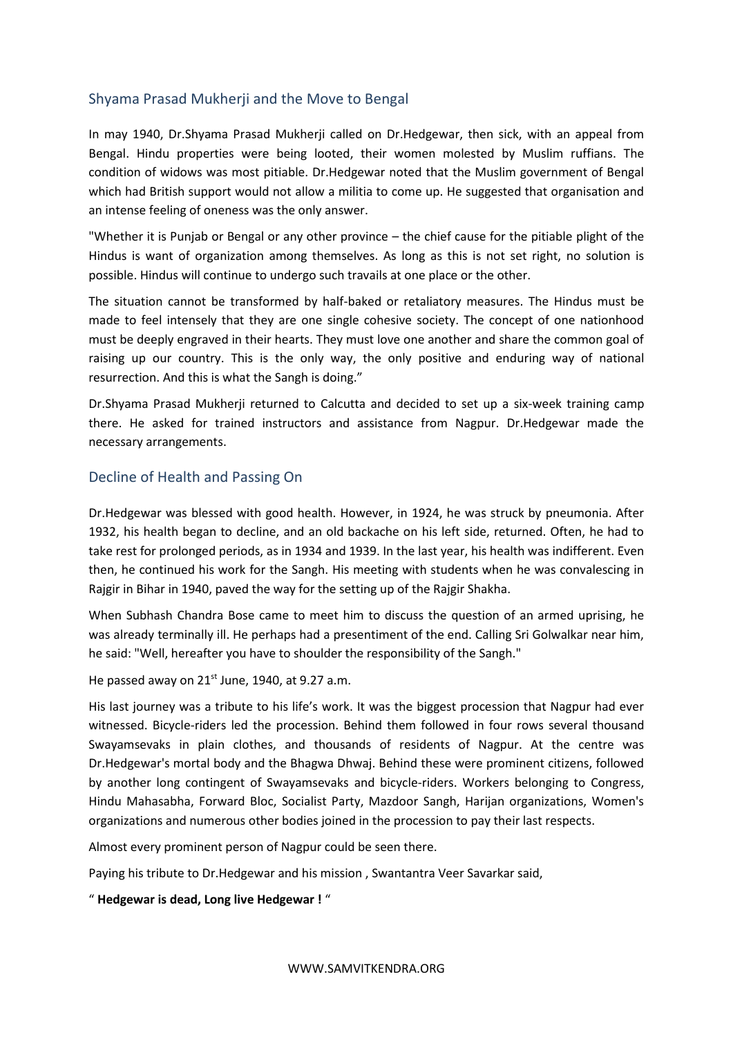## Shyama Prasad Mukherji and the Move to Bengal

In may 1940, Dr.Shyama Prasad Mukherji called on Dr.Hedgewar, then sick, with an appeal from Bengal. Hindu properties were being looted, their women molested by Muslim ruffians. The condition of widows was most pitiable. Dr.Hedgewar noted that the Muslim government of Bengal which had British support would not allow a militia to come up. He suggested that organisation and an intense feeling of oneness was the only answer.

"Whether it is Punjab or Bengal or any other province – the chief cause for the pitiable plight of the Hindus is want of organization among themselves. As long as this is not set right, no solution is possible. Hindus will continue to undergo such travails at one place or the other.

The situation cannot be transformed by half-baked or retaliatory measures. The Hindus must be made to feel intensely that they are one single cohesive society. The concept of one nationhood must be deeply engraved in their hearts. They must love one another and share the common goal of raising up our country. This is the only way, the only positive and enduring way of national resurrection. And this is what the Sangh is doing."

Dr.Shyama Prasad Mukherji returned to Calcutta and decided to set up a six-week training camp there. He asked for trained instructors and assistance from Nagpur. Dr.Hedgewar made the necessary arrangements.

## Decline of Health and Passing On

Dr.Hedgewar was blessed with good health. However, in 1924, he was struck by pneumonia. After 1932, his health began to decline, and an old backache on his left side, returned. Often, he had to take rest for prolonged periods, as in 1934 and 1939. In the last year, his health was indifferent. Even then, he continued his work for the Sangh. His meeting with students when he was convalescing in Rajgir in Bihar in 1940, paved the way for the setting up of the Rajgir Shakha.

When Subhash Chandra Bose came to meet him to discuss the question of an armed uprising, he was already terminally ill. He perhaps had a presentiment of the end. Calling Sri Golwalkar near him, he said: "Well, hereafter you have to shoulder the responsibility of the Sangh."

He passed away on 21st June, 1940, at 9.27 a.m.

His last journey was a tribute to his life's work. It was the biggest procession that Nagpur had ever witnessed. Bicycle-riders led the procession. Behind them followed in four rows several thousand Swayamsevaks in plain clothes, and thousands of residents of Nagpur. At the centre was Dr.Hedgewar's mortal body and the Bhagwa Dhwaj. Behind these were prominent citizens, followed by another long contingent of Swayamsevaks and bicycle-riders. Workers belonging to Congress, Hindu Mahasabha, Forward Bloc, Socialist Party, Mazdoor Sangh, Harijan organizations, Women's organizations and numerous other bodies joined in the procession to pay their last respects.

Almost every prominent person of Nagpur could be seen there.

Paying his tribute to Dr.Hedgewar and his mission , Swantantra Veer Savarkar said,

" **Hedgewar is dead, Long live Hedgewar !** "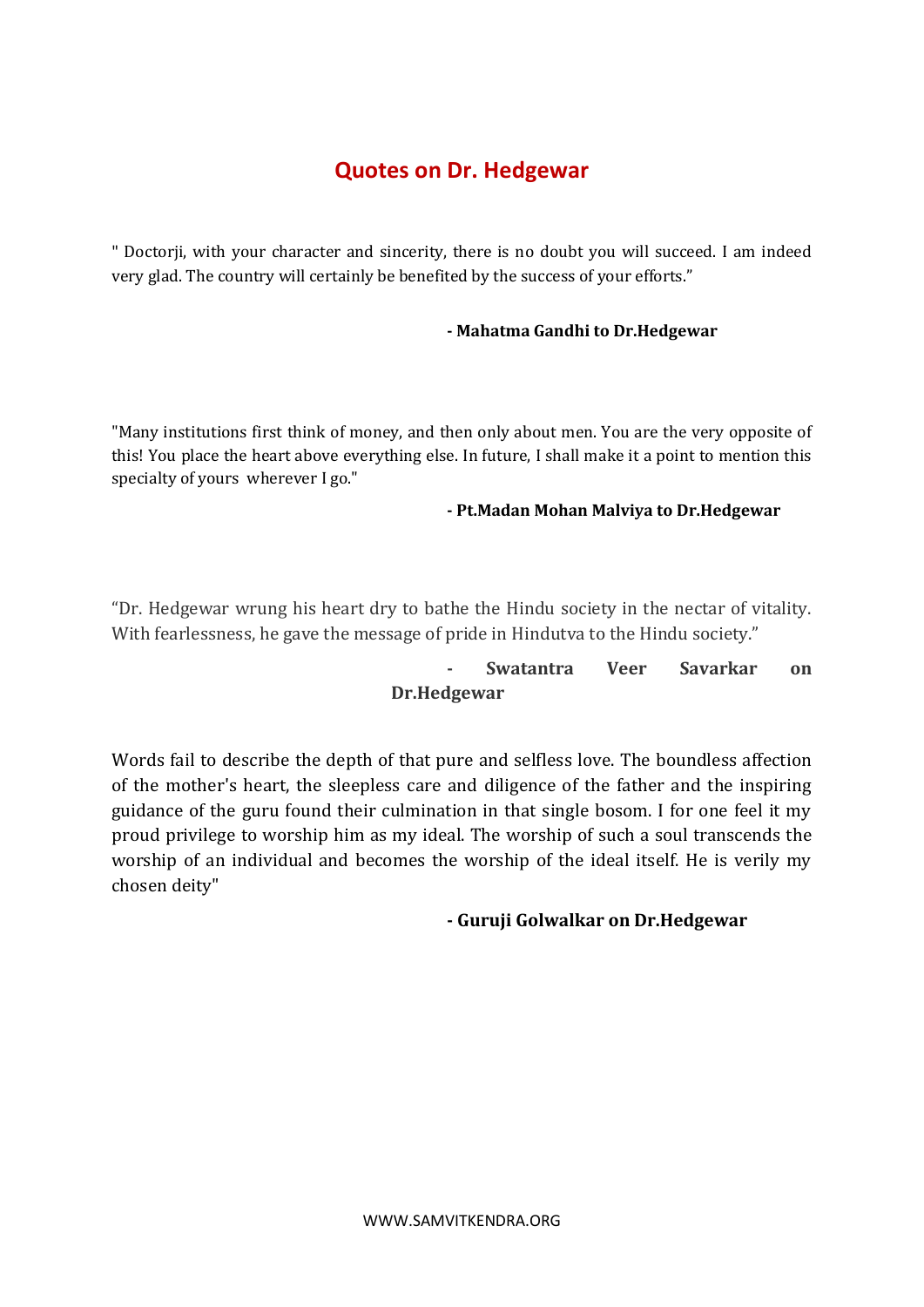## Quotes on Dr. Hedgewar

" Doctorji, with your character and sincerity, there is no doubt you will succeed. I am indeed very glad. The country will certainly be benefited by the success of your efforts."

**- Mahatma Gandhi to Dr.Hedgewar**

"Many institutions first think of money, and then only about men. You are the very opposite of this! You place the heart above everything else. In future, I shall make it a point to mention this specialty of yours wherever I go."

**- Pt.Madan Mohan Malviya to Dr.Hedgewar**

"Dr. Hedgewar wrung his heart dry to bathe the Hindu society in the nectar of vitality. With fearlessness, he gave the message of pride in Hindutva to the Hindu society."

**- Swatantra Veer Savarkar on Dr.Hedgewar**

Words fail to describe the depth of that pure and selfless love. The boundless affection of the mother's heart, the sleepless care and diligence of the father and the inspiring guidance of the guru found their culmination in that single bosom. I for one feel it my proud privilege to worship him as my ideal. The worship of such a soul transcends the worship of an individual and becomes the worship of the ideal itself. He is verily my chosen deity"

**- Guruji Golwalkar on Dr.Hedgewar**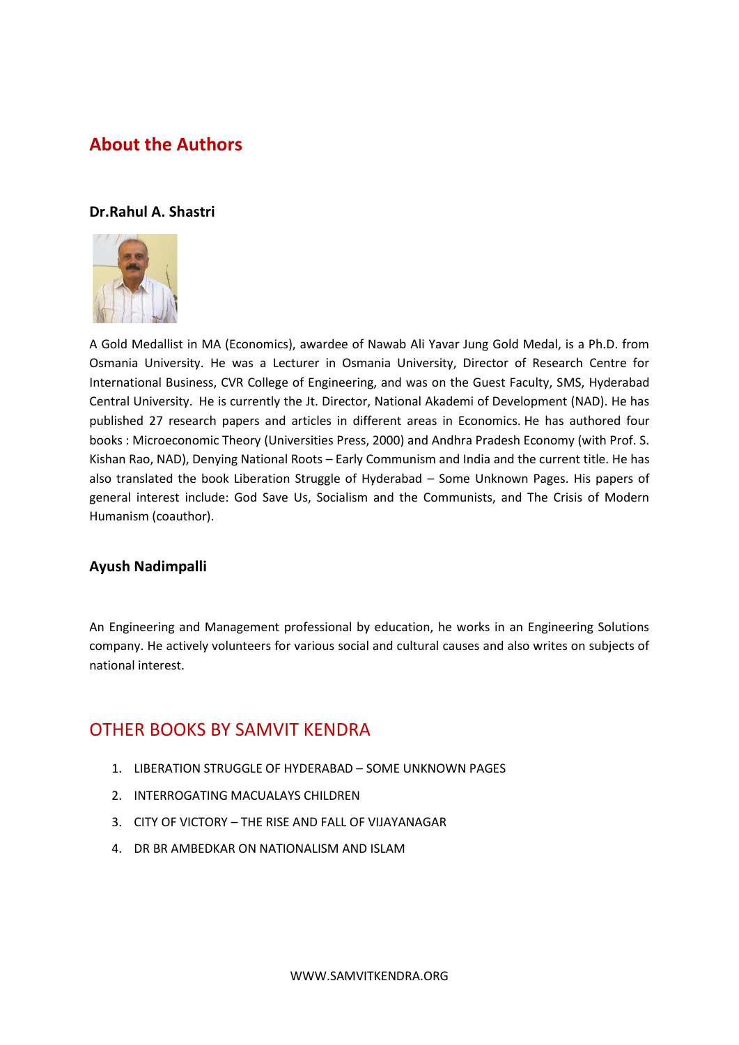## About the Authors

### Dr.Rahul A. Shastri

A Gold Medallist in MA (Economics), awardee of Nawab Ali Yavar Jung Gold Medal, is a Ph.D. from Osmania University. He was a Lecturer in Osmania University, Director of Research Centre for International Business, CVR College of Engineering, and was on the Guest Faculty, SMS, Hyderabad Central University. He is currently the Jt. Director, National Akademi of Development (NAD). He has published 27 research papers and articles in different areas in Economics. He has authored four books : Microeconomic Theory (Universities Press, 2000) and Andhra Pradesh Economy (with Prof. S. Kishan Rao, NAD), Denying National Roots – Early Communism and India and the current title. He has also translated the book Liberation Struggle of Hyderabad – Some Unknown Pages. His papers of general interest include: God Save Us, Socialism and the Communists, and The Crisis of Modern Humanism (coauthor).

### Ayush Nadimpalli

An Engineering and Management professional by education, he works in an Engineering Solutions company. He actively volunteers for various social and cultural causes and also writes on subjects of national interest.

## OTHER BOOKS BY SAMVIT KENDRA

1. LIBERATION STRUGGLE OF HYDERABAD – SOME UNKNOWN PAGES
2. INTERROGATING MACUALAYS CHILDREN
3. CITY OF VICTORY – THE RISE AND FALL OF VIJAYANAGAR
4. DR BR AMBEDKAR ON NATIONALISM AND ISLAM

WWW.SAMVITKENDRA.ORG